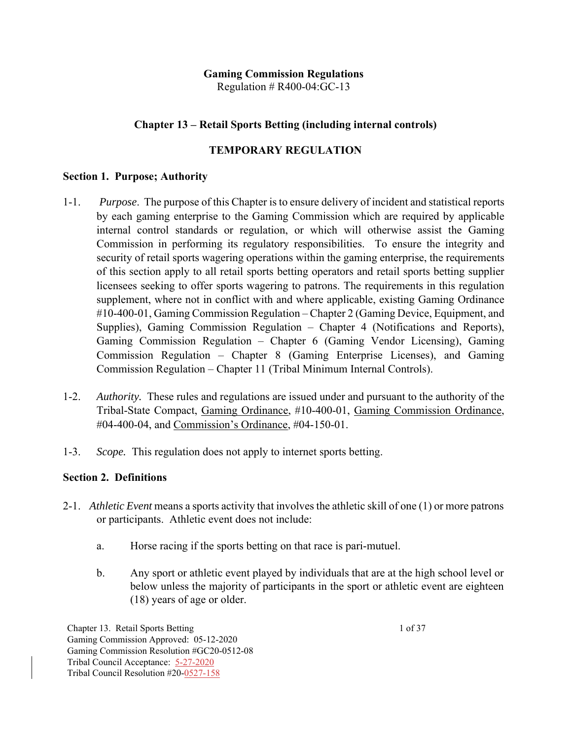**Gaming Commission Regulations**
Regulation # R400-04:GC-13

## Chapter 13 – Retail Sports Betting (including internal controls)

## TEMPORARY REGULATION

### Section 1. Purpose; Authority

1-1. *Purpose*. The purpose of this Chapter is to ensure delivery of incident and statistical reports by each gaming enterprise to the Gaming Commission which are required by applicable internal control standards or regulation, or which will otherwise assist the Gaming Commission in performing its regulatory responsibilities. To ensure the integrity and security of retail sports wagering operations within the gaming enterprise, the requirements of this section apply to all retail sports betting operators and retail sports betting supplier licensees seeking to offer sports wagering to patrons. The requirements in this regulation supplement, where not in conflict with and where applicable, existing Gaming Ordinance #10-400-01, Gaming Commission Regulation – Chapter 2 (Gaming Device, Equipment, and Supplies), Gaming Commission Regulation – Chapter 4 (Notifications and Reports), Gaming Commission Regulation – Chapter 6 (Gaming Vendor Licensing), Gaming Commission Regulation – Chapter 8 (Gaming Enterprise Licenses), and Gaming Commission Regulation – Chapter 11 (Tribal Minimum Internal Controls).

1-2. *Authority.* These rules and regulations are issued under and pursuant to the authority of the Tribal-State Compact, Gaming Ordinance, #10-400-01, Gaming Commission Ordinance, #04-400-04, and Commission's Ordinance, #04-150-01.

1-3. *Scope.* This regulation does not apply to internet sports betting.

### Section 2. Definitions

2-1. *Athletic Event* means a sports activity that involves the athletic skill of one (1) or more patrons or participants. Athletic event does not include:

a. Horse racing if the sports betting on that race is pari-mutuel.

b. Any sport or athletic event played by individuals that are at the high school level or below unless the majority of participants in the sport or athletic event are eighteen (18) years of age or older.

Chapter 13. Retail Sports Betting
Gaming Commission Approved: 05-12-2020
Gaming Commission Resolution #GC20-0512-08
Tribal Council Acceptance: 5-27-2020
Tribal Council Resolution #20-0527-158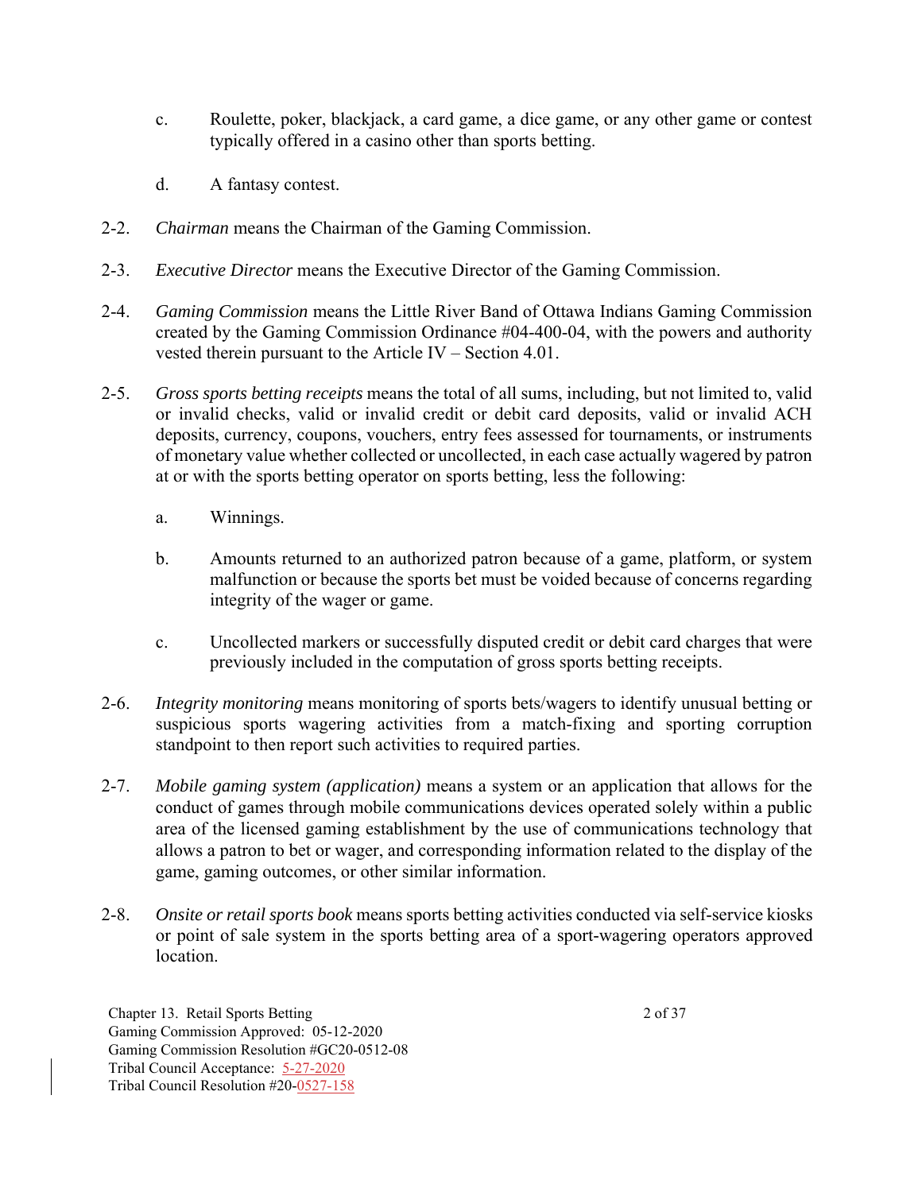c. Roulette, poker, blackjack, a card game, a dice game, or any other game or contest typically offered in a casino other than sports betting.

d. A fantasy contest.

2-2. *Chairman* means the Chairman of the Gaming Commission.

2-3. *Executive Director* means the Executive Director of the Gaming Commission.

2-4. *Gaming Commission* means the Little River Band of Ottawa Indians Gaming Commission created by the Gaming Commission Ordinance #04-400-04, with the powers and authority vested therein pursuant to the Article IV – Section 4.01.

2-5. *Gross sports betting receipts* means the total of all sums, including, but not limited to, valid or invalid checks, valid or invalid credit or debit card deposits, valid or invalid ACH deposits, currency, coupons, vouchers, entry fees assessed for tournaments, or instruments of monetary value whether collected or uncollected, in each case actually wagered by patron at or with the sports betting operator on sports betting, less the following:

a. Winnings.

b. Amounts returned to an authorized patron because of a game, platform, or system malfunction or because the sports bet must be voided because of concerns regarding integrity of the wager or game.

c. Uncollected markers or successfully disputed credit or debit card charges that were previously included in the computation of gross sports betting receipts.

2-6. *Integrity monitoring* means monitoring of sports bets/wagers to identify unusual betting or suspicious sports wagering activities from a match-fixing and sporting corruption standpoint to then report such activities to required parties.

2-7. *Mobile gaming system (application)* means a system or an application that allows for the conduct of games through mobile communications devices operated solely within a public area of the licensed gaming establishment by the use of communications technology that allows a patron to bet or wager, and corresponding information related to the display of the game, gaming outcomes, or other similar information.

2-8. *Onsite or retail sports book* means sports betting activities conducted via self-service kiosks or point of sale system in the sports betting area of a sport-wagering operators approved location.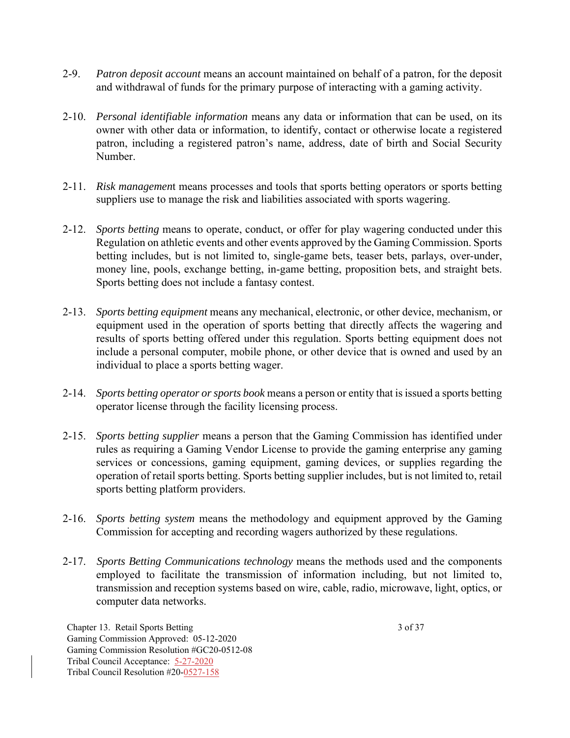2-9. *Patron deposit account* means an account maintained on behalf of a patron, for the deposit and withdrawal of funds for the primary purpose of interacting with a gaming activity.

2-10. *Personal identifiable information* means any data or information that can be used, on its owner with other data or information, to identify, contact or otherwise locate a registered patron, including a registered patron's name, address, date of birth and Social Security Number.

2-11. *Risk managemen*t means processes and tools that sports betting operators or sports betting suppliers use to manage the risk and liabilities associated with sports wagering.

2-12. *Sports betting* means to operate, conduct, or offer for play wagering conducted under this Regulation on athletic events and other events approved by the Gaming Commission. Sports betting includes, but is not limited to, single-game bets, teaser bets, parlays, over-under, money line, pools, exchange betting, in-game betting, proposition bets, and straight bets. Sports betting does not include a fantasy contest.

2-13. *Sports betting equipment* means any mechanical, electronic, or other device, mechanism, or equipment used in the operation of sports betting that directly affects the wagering and results of sports betting offered under this regulation. Sports betting equipment does not include a personal computer, mobile phone, or other device that is owned and used by an individual to place a sports betting wager.

2-14. *Sports betting operator or sports book* means a person or entity that is issued a sports betting operator license through the facility licensing process.

2-15. *Sports betting supplier* means a person that the Gaming Commission has identified under rules as requiring a Gaming Vendor License to provide the gaming enterprise any gaming services or concessions, gaming equipment, gaming devices, or supplies regarding the operation of retail sports betting. Sports betting supplier includes, but is not limited to, retail sports betting platform providers.

2-16. *Sports betting system* means the methodology and equipment approved by the Gaming Commission for accepting and recording wagers authorized by these regulations.

2-17. *Sports Betting Communications technology* means the methods used and the components employed to facilitate the transmission of information including, but not limited to, transmission and reception systems based on wire, cable, radio, microwave, light, optics, or computer data networks.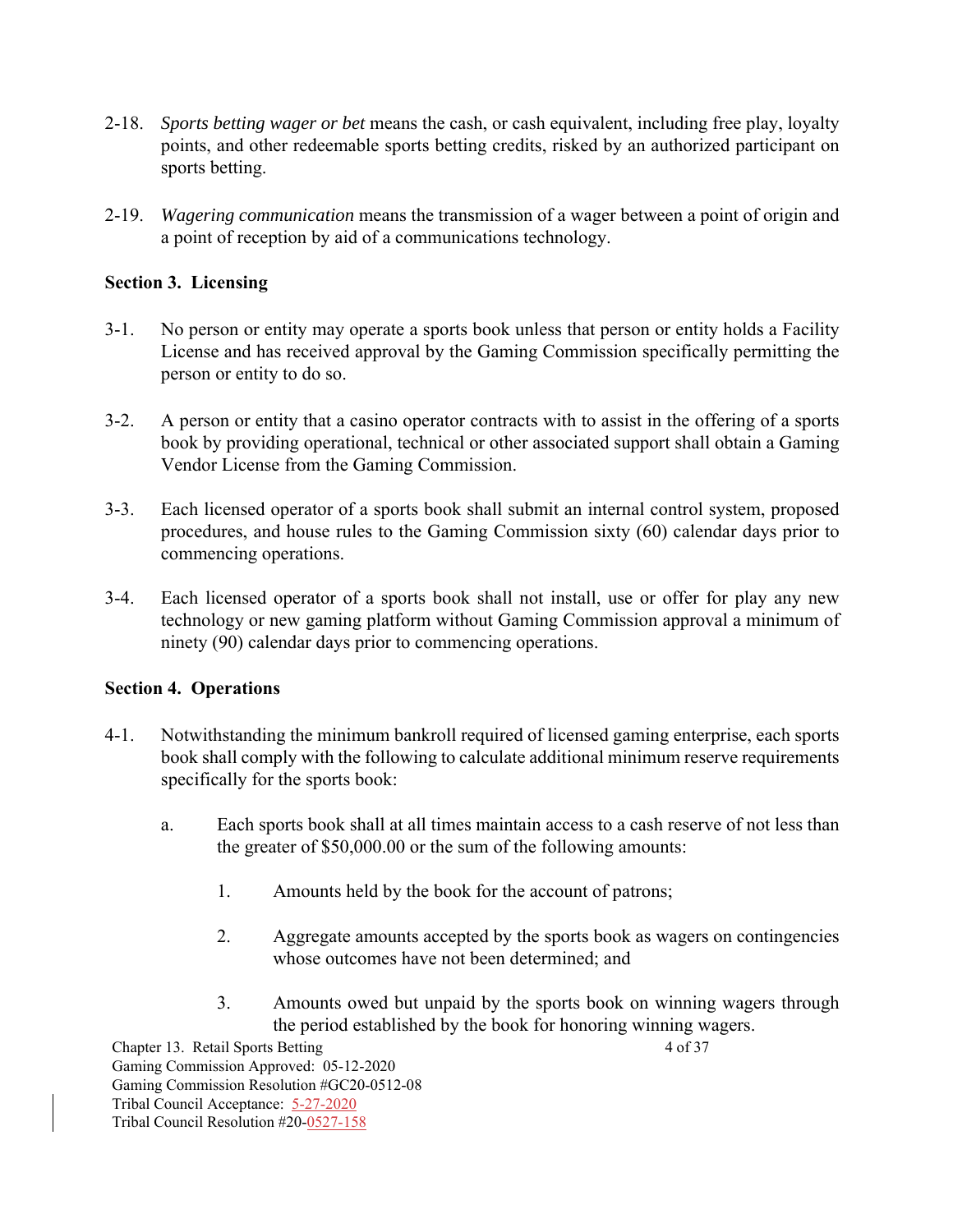2-18. *Sports betting wager or bet* means the cash, or cash equivalent, including free play, loyalty points, and other redeemable sports betting credits, risked by an authorized participant on sports betting.

2-19. *Wagering communication* means the transmission of a wager between a point of origin and a point of reception by aid of a communications technology.

**Section 3. Licensing**

3-1. No person or entity may operate a sports book unless that person or entity holds a Facility License and has received approval by the Gaming Commission specifically permitting the person or entity to do so.

3-2. A person or entity that a casino operator contracts with to assist in the offering of a sports book by providing operational, technical or other associated support shall obtain a Gaming Vendor License from the Gaming Commission.

3-3. Each licensed operator of a sports book shall submit an internal control system, proposed procedures, and house rules to the Gaming Commission sixty (60) calendar days prior to commencing operations.

3-4. Each licensed operator of a sports book shall not install, use or offer for play any new technology or new gaming platform without Gaming Commission approval a minimum of ninety (90) calendar days prior to commencing operations.

**Section 4. Operations**

4-1. Notwithstanding the minimum bankroll required of licensed gaming enterprise, each sports book shall comply with the following to calculate additional minimum reserve requirements specifically for the sports book:

   a. Each sports book shall at all times maintain access to a cash reserve of not less than the greater of $50,000.00 or the sum of the following amounts:

      1. Amounts held by the book for the account of patrons;

      2. Aggregate amounts accepted by the sports book as wagers on contingencies whose outcomes have not been determined; and

      3. Amounts owed but unpaid by the sports book on winning wagers through the period established by the book for honoring winning wagers.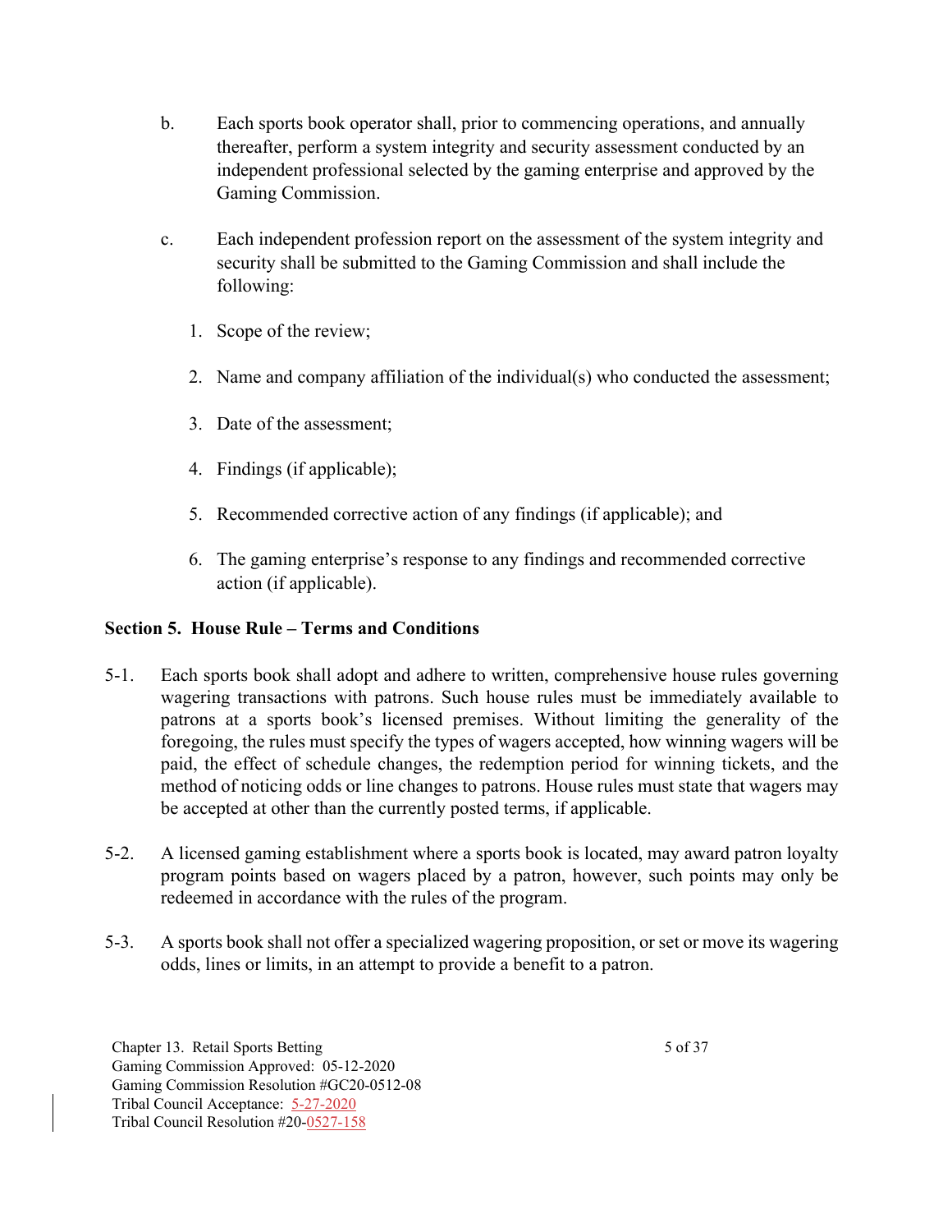b. Each sports book operator shall, prior to commencing operations, and annually thereafter, perform a system integrity and security assessment conducted by an independent professional selected by the gaming enterprise and approved by the Gaming Commission.

c. Each independent profession report on the assessment of the system integrity and security shall be submitted to the Gaming Commission and shall include the following:

1. Scope of the review;

2. Name and company affiliation of the individual(s) who conducted the assessment;

3. Date of the assessment;

4. Findings (if applicable);

5. Recommended corrective action of any findings (if applicable); and

6. The gaming enterprise's response to any findings and recommended corrective action (if applicable).

**Section 5. House Rule – Terms and Conditions**

5-1. Each sports book shall adopt and adhere to written, comprehensive house rules governing wagering transactions with patrons. Such house rules must be immediately available to patrons at a sports book's licensed premises. Without limiting the generality of the foregoing, the rules must specify the types of wagers accepted, how winning wagers will be paid, the effect of schedule changes, the redemption period for winning tickets, and the method of noticing odds or line changes to patrons. House rules must state that wagers may be accepted at other than the currently posted terms, if applicable.

5-2. A licensed gaming establishment where a sports book is located, may award patron loyalty program points based on wagers placed by a patron, however, such points may only be redeemed in accordance with the rules of the program.

5-3. A sports book shall not offer a specialized wagering proposition, or set or move its wagering odds, lines or limits, in an attempt to provide a benefit to a patron.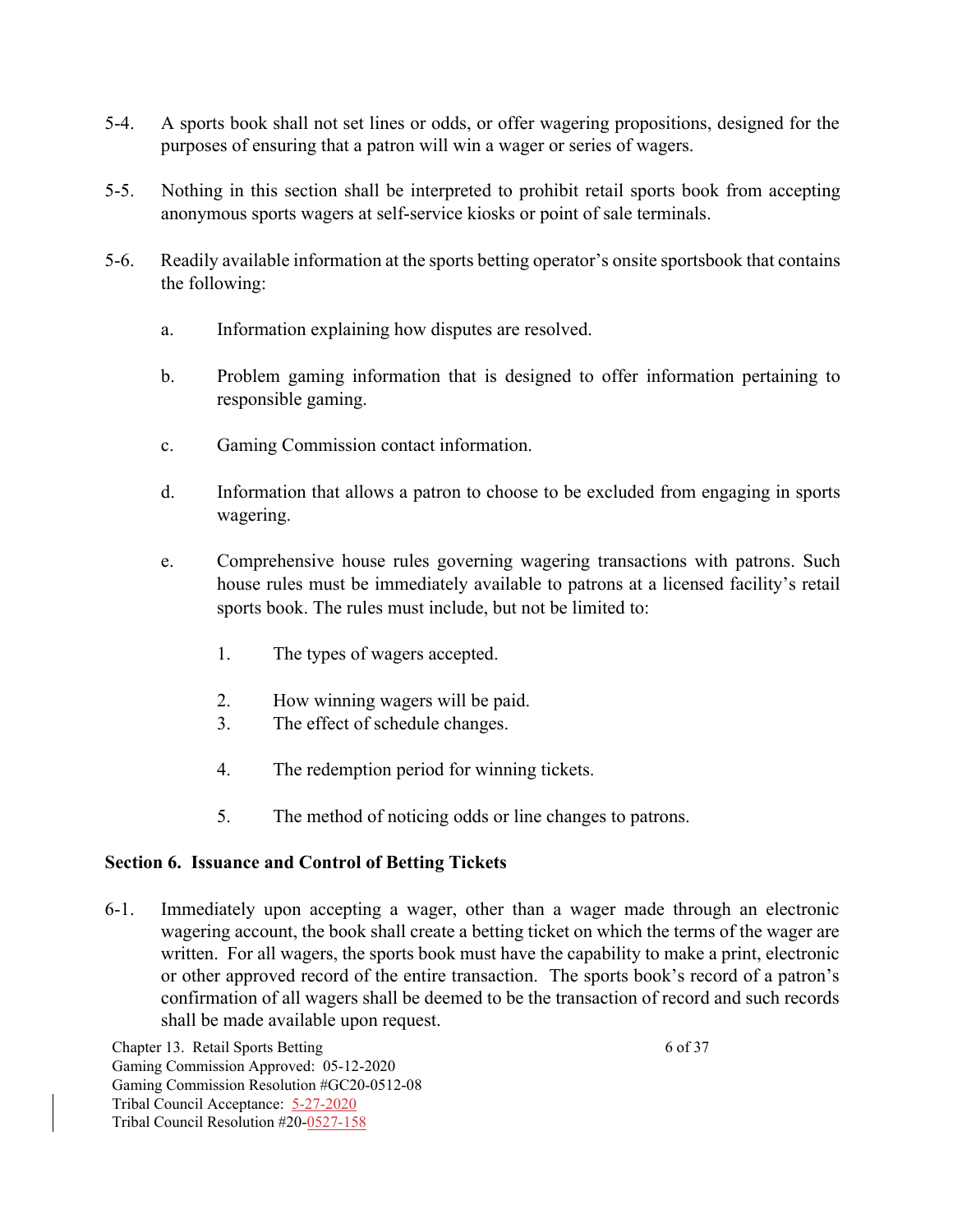5-4. A sports book shall not set lines or odds, or offer wagering propositions, designed for the purposes of ensuring that a patron will win a wager or series of wagers.

5-5. Nothing in this section shall be interpreted to prohibit retail sports book from accepting anonymous sports wagers at self-service kiosks or point of sale terminals.

5-6. Readily available information at the sports betting operator's onsite sportsbook that contains the following:

a. Information explaining how disputes are resolved.

b. Problem gaming information that is designed to offer information pertaining to responsible gaming.

c. Gaming Commission contact information.

d. Information that allows a patron to choose to be excluded from engaging in sports wagering.

e. Comprehensive house rules governing wagering transactions with patrons. Such house rules must be immediately available to patrons at a licensed facility's retail sports book. The rules must include, but not be limited to:

1. The types of wagers accepted.
2. How winning wagers will be paid.
3. The effect of schedule changes.
4. The redemption period for winning tickets.
5. The method of noticing odds or line changes to patrons.

## Section 6. Issuance and Control of Betting Tickets

6-1. Immediately upon accepting a wager, other than a wager made through an electronic wagering account, the book shall create a betting ticket on which the terms of the wager are written. For all wagers, the sports book must have the capability to make a print, electronic or other approved record of the entire transaction. The sports book's record of a patron's confirmation of all wagers shall be deemed to be the transaction of record and such records shall be made available upon request.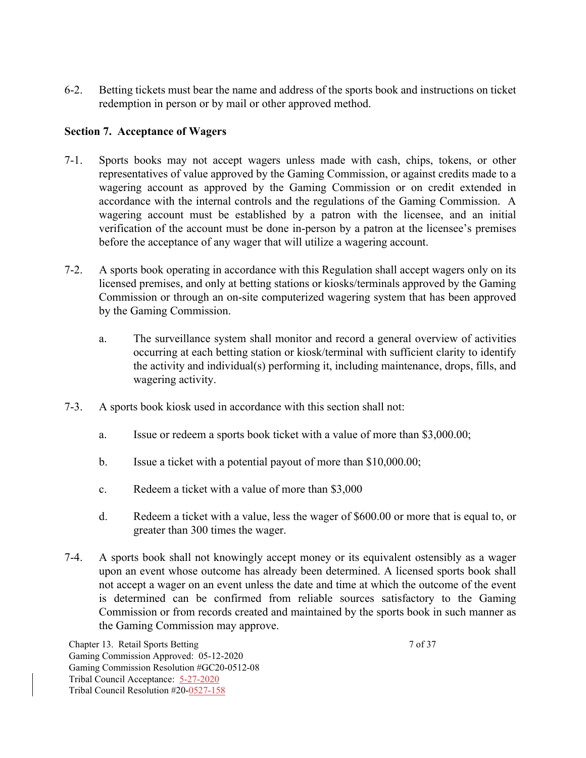6-2. Betting tickets must bear the name and address of the sports book and instructions on ticket redemption in person or by mail or other approved method.

**Section 7. Acceptance of Wagers**

7-1. Sports books may not accept wagers unless made with cash, chips, tokens, or other representatives of value approved by the Gaming Commission, or against credits made to a wagering account as approved by the Gaming Commission or on credit extended in accordance with the internal controls and the regulations of the Gaming Commission. A wagering account must be established by a patron with the licensee, and an initial verification of the account must be done in-person by a patron at the licensee's premises before the acceptance of any wager that will utilize a wagering account.

7-2. A sports book operating in accordance with this Regulation shall accept wagers only on its licensed premises, and only at betting stations or kiosks/terminals approved by the Gaming Commission or through an on-site computerized wagering system that has been approved by the Gaming Commission.

   a. The surveillance system shall monitor and record a general overview of activities occurring at each betting station or kiosk/terminal with sufficient clarity to identify the activity and individual(s) performing it, including maintenance, drops, fills, and wagering activity.

7-3. A sports book kiosk used in accordance with this section shall not:

   a. Issue or redeem a sports book ticket with a value of more than $3,000.00;

   b. Issue a ticket with a potential payout of more than $10,000.00;

   c. Redeem a ticket with a value of more than $3,000

   d. Redeem a ticket with a value, less the wager of $600.00 or more that is equal to, or greater than 300 times the wager.

7-4. A sports book shall not knowingly accept money or its equivalent ostensibly as a wager upon an event whose outcome has already been determined. A licensed sports book shall not accept a wager on an event unless the date and time at which the outcome of the event is determined can be confirmed from reliable sources satisfactory to the Gaming Commission or from records created and maintained by the sports book in such manner as the Gaming Commission may approve.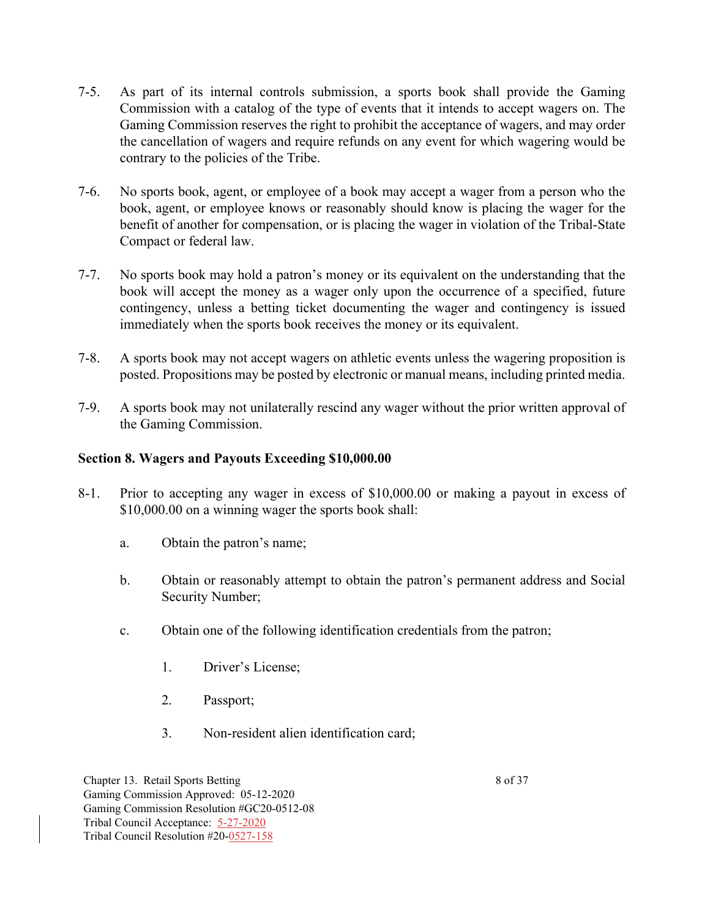7-5. As part of its internal controls submission, a sports book shall provide the Gaming Commission with a catalog of the type of events that it intends to accept wagers on. The Gaming Commission reserves the right to prohibit the acceptance of wagers, and may order the cancellation of wagers and require refunds on any event for which wagering would be contrary to the policies of the Tribe.

7-6. No sports book, agent, or employee of a book may accept a wager from a person who the book, agent, or employee knows or reasonably should know is placing the wager for the benefit of another for compensation, or is placing the wager in violation of the Tribal-State Compact or federal law.

7-7. No sports book may hold a patron's money or its equivalent on the understanding that the book will accept the money as a wager only upon the occurrence of a specified, future contingency, unless a betting ticket documenting the wager and contingency is issued immediately when the sports book receives the money or its equivalent.

7-8. A sports book may not accept wagers on athletic events unless the wagering proposition is posted. Propositions may be posted by electronic or manual means, including printed media.

7-9. A sports book may not unilaterally rescind any wager without the prior written approval of the Gaming Commission.

## Section 8. Wagers and Payouts Exceeding $10,000.00

8-1. Prior to accepting any wager in excess of $10,000.00 or making a payout in excess of $10,000.00 on a winning wager the sports book shall:

   a. Obtain the patron's name;

   b. Obtain or reasonably attempt to obtain the patron's permanent address and Social Security Number;

   c. Obtain one of the following identification credentials from the patron;

      1. Driver's License;

      2. Passport;

      3. Non-resident alien identification card;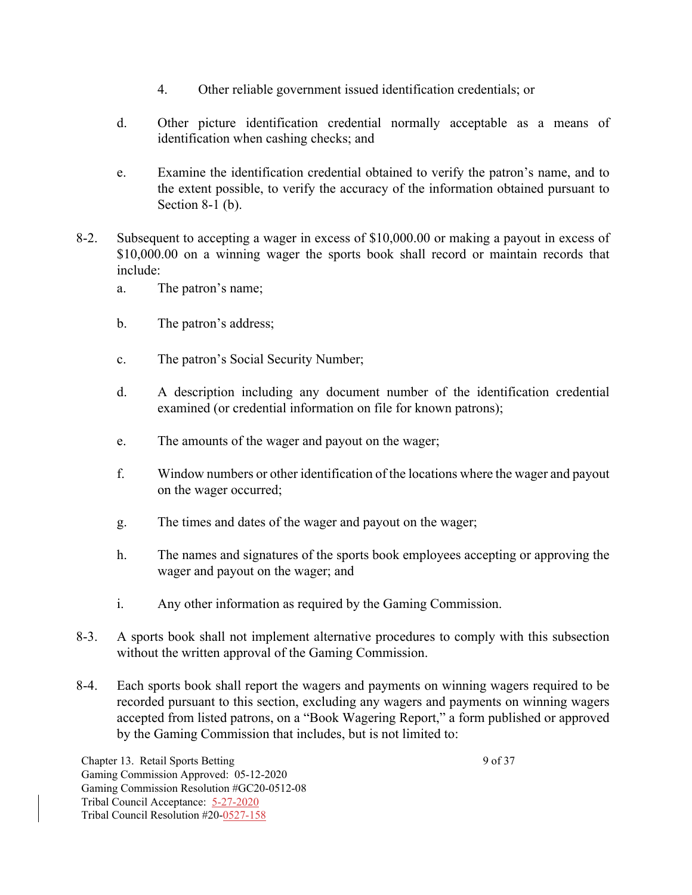4. Other reliable government issued identification credentials; or

d. Other picture identification credential normally acceptable as a means of identification when cashing checks; and

e. Examine the identification credential obtained to verify the patron's name, and to the extent possible, to verify the accuracy of the information obtained pursuant to Section 8-1 (b).

8-2. Subsequent to accepting a wager in excess of $10,000.00 or making a payout in excess of $10,000.00 on a winning wager the sports book shall record or maintain records that include:

a. The patron's name;

b. The patron's address;

c. The patron's Social Security Number;

d. A description including any document number of the identification credential examined (or credential information on file for known patrons);

e. The amounts of the wager and payout on the wager;

f. Window numbers or other identification of the locations where the wager and payout on the wager occurred;

g. The times and dates of the wager and payout on the wager;

h. The names and signatures of the sports book employees accepting or approving the wager and payout on the wager; and

i. Any other information as required by the Gaming Commission.

8-3. A sports book shall not implement alternative procedures to comply with this subsection without the written approval of the Gaming Commission.

8-4. Each sports book shall report the wagers and payments on winning wagers required to be recorded pursuant to this section, excluding any wagers and payments on winning wagers accepted from listed patrons, on a "Book Wagering Report," a form published or approved by the Gaming Commission that includes, but is not limited to: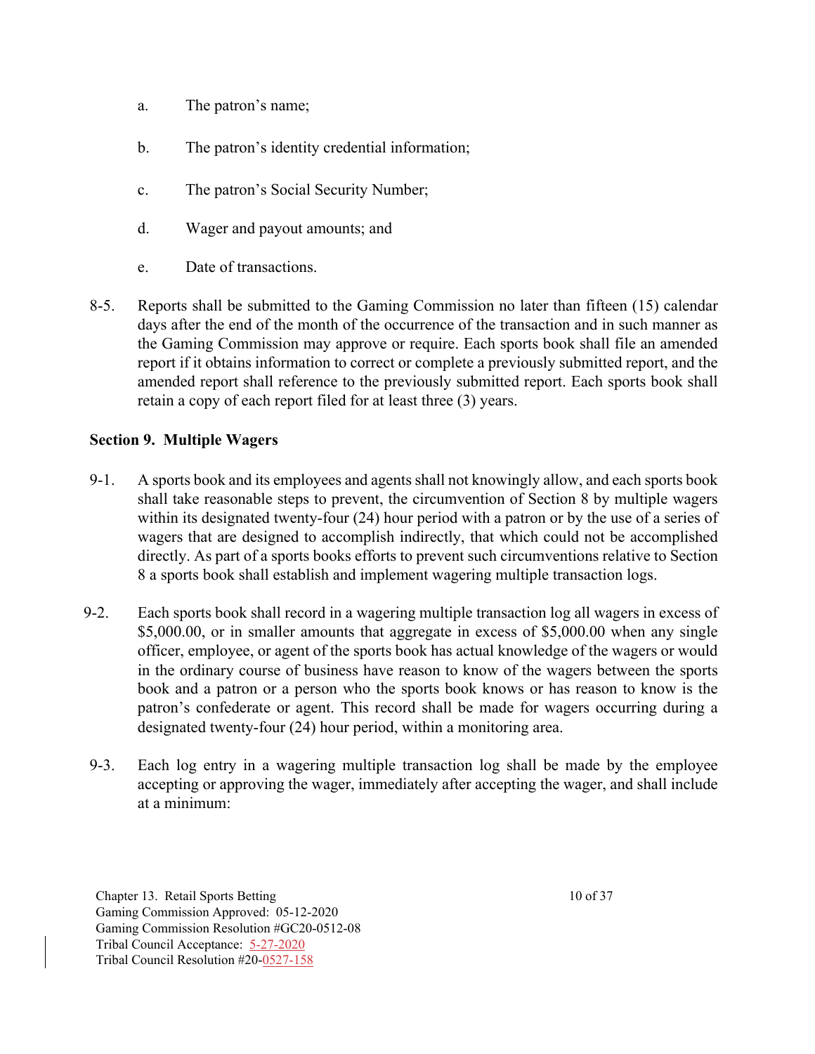a. The patron's name;

b. The patron's identity credential information;

c. The patron's Social Security Number;

d. Wager and payout amounts; and

e. Date of transactions.

8-5. Reports shall be submitted to the Gaming Commission no later than fifteen (15) calendar days after the end of the month of the occurrence of the transaction and in such manner as the Gaming Commission may approve or require. Each sports book shall file an amended report if it obtains information to correct or complete a previously submitted report, and the amended report shall reference to the previously submitted report. Each sports book shall retain a copy of each report filed for at least three (3) years.

## Section 9. Multiple Wagers

9-1. A sports book and its employees and agents shall not knowingly allow, and each sports book shall take reasonable steps to prevent, the circumvention of Section 8 by multiple wagers within its designated twenty-four (24) hour period with a patron or by the use of a series of wagers that are designed to accomplish indirectly, that which could not be accomplished directly. As part of a sports books efforts to prevent such circumventions relative to Section 8 a sports book shall establish and implement wagering multiple transaction logs.

9-2. Each sports book shall record in a wagering multiple transaction log all wagers in excess of $5,000.00, or in smaller amounts that aggregate in excess of $5,000.00 when any single officer, employee, or agent of the sports book has actual knowledge of the wagers or would in the ordinary course of business have reason to know of the wagers between the sports book and a patron or a person who the sports book knows or has reason to know is the patron's confederate or agent. This record shall be made for wagers occurring during a designated twenty-four (24) hour period, within a monitoring area.

9-3. Each log entry in a wagering multiple transaction log shall be made by the employee accepting or approving the wager, immediately after accepting the wager, and shall include at a minimum: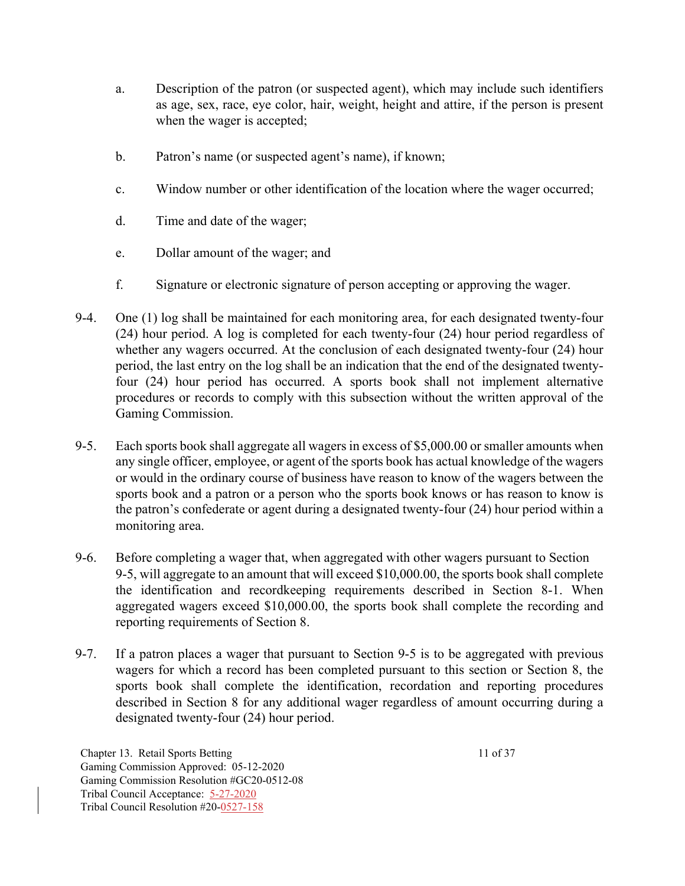a. Description of the patron (or suspected agent), which may include such identifiers as age, sex, race, eye color, hair, weight, height and attire, if the person is present when the wager is accepted;

b. Patron's name (or suspected agent's name), if known;

c. Window number or other identification of the location where the wager occurred;

d. Time and date of the wager;

e. Dollar amount of the wager; and

f. Signature or electronic signature of person accepting or approving the wager.

9-4. One (1) log shall be maintained for each monitoring area, for each designated twenty-four (24) hour period. A log is completed for each twenty-four (24) hour period regardless of whether any wagers occurred. At the conclusion of each designated twenty-four (24) hour period, the last entry on the log shall be an indication that the end of the designated twenty-four (24) hour period has occurred. A sports book shall not implement alternative procedures or records to comply with this subsection without the written approval of the Gaming Commission.

9-5. Each sports book shall aggregate all wagers in excess of $5,000.00 or smaller amounts when any single officer, employee, or agent of the sports book has actual knowledge of the wagers or would in the ordinary course of business have reason to know of the wagers between the sports book and a patron or a person who the sports book knows or has reason to know is the patron's confederate or agent during a designated twenty-four (24) hour period within a monitoring area.

9-6. Before completing a wager that, when aggregated with other wagers pursuant to Section 9-5, will aggregate to an amount that will exceed $10,000.00, the sports book shall complete the identification and recordkeeping requirements described in Section 8-1. When aggregated wagers exceed $10,000.00, the sports book shall complete the recording and reporting requirements of Section 8.

9-7. If a patron places a wager that pursuant to Section 9-5 is to be aggregated with previous wagers for which a record has been completed pursuant to this section or Section 8, the sports book shall complete the identification, recordation and reporting procedures described in Section 8 for any additional wager regardless of amount occurring during a designated twenty-four (24) hour period.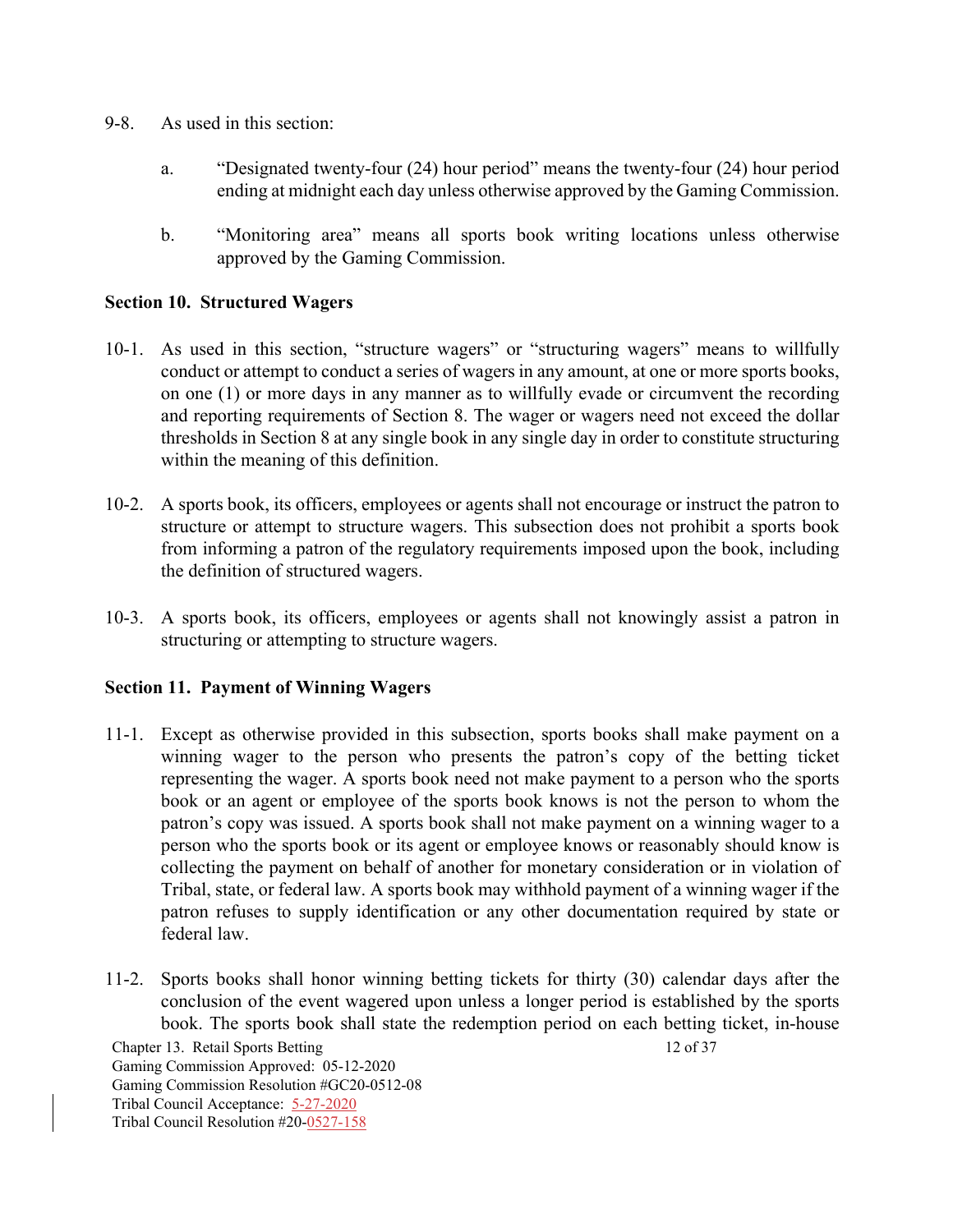9-8. As used in this section:

a. "Designated twenty-four (24) hour period" means the twenty-four (24) hour period ending at midnight each day unless otherwise approved by the Gaming Commission.

b. "Monitoring area" means all sports book writing locations unless otherwise approved by the Gaming Commission.

## Section 10. Structured Wagers

10-1. As used in this section, "structure wagers" or "structuring wagers" means to willfully conduct or attempt to conduct a series of wagers in any amount, at one or more sports books, on one (1) or more days in any manner as to willfully evade or circumvent the recording and reporting requirements of Section 8. The wager or wagers need not exceed the dollar thresholds in Section 8 at any single book in any single day in order to constitute structuring within the meaning of this definition.

10-2. A sports book, its officers, employees or agents shall not encourage or instruct the patron to structure or attempt to structure wagers. This subsection does not prohibit a sports book from informing a patron of the regulatory requirements imposed upon the book, including the definition of structured wagers.

10-3. A sports book, its officers, employees or agents shall not knowingly assist a patron in structuring or attempting to structure wagers.

## Section 11. Payment of Winning Wagers

11-1. Except as otherwise provided in this subsection, sports books shall make payment on a winning wager to the person who presents the patron's copy of the betting ticket representing the wager. A sports book need not make payment to a person who the sports book or an agent or employee of the sports book knows is not the person to whom the patron's copy was issued. A sports book shall not make payment on a winning wager to a person who the sports book or its agent or employee knows or reasonably should know is collecting the payment on behalf of another for monetary consideration or in violation of Tribal, state, or federal law. A sports book may withhold payment of a winning wager if the patron refuses to supply identification or any other documentation required by state or federal law.

11-2. Sports books shall honor winning betting tickets for thirty (30) calendar days after the conclusion of the event wagered upon unless a longer period is established by the sports book. The sports book shall state the redemption period on each betting ticket, in-house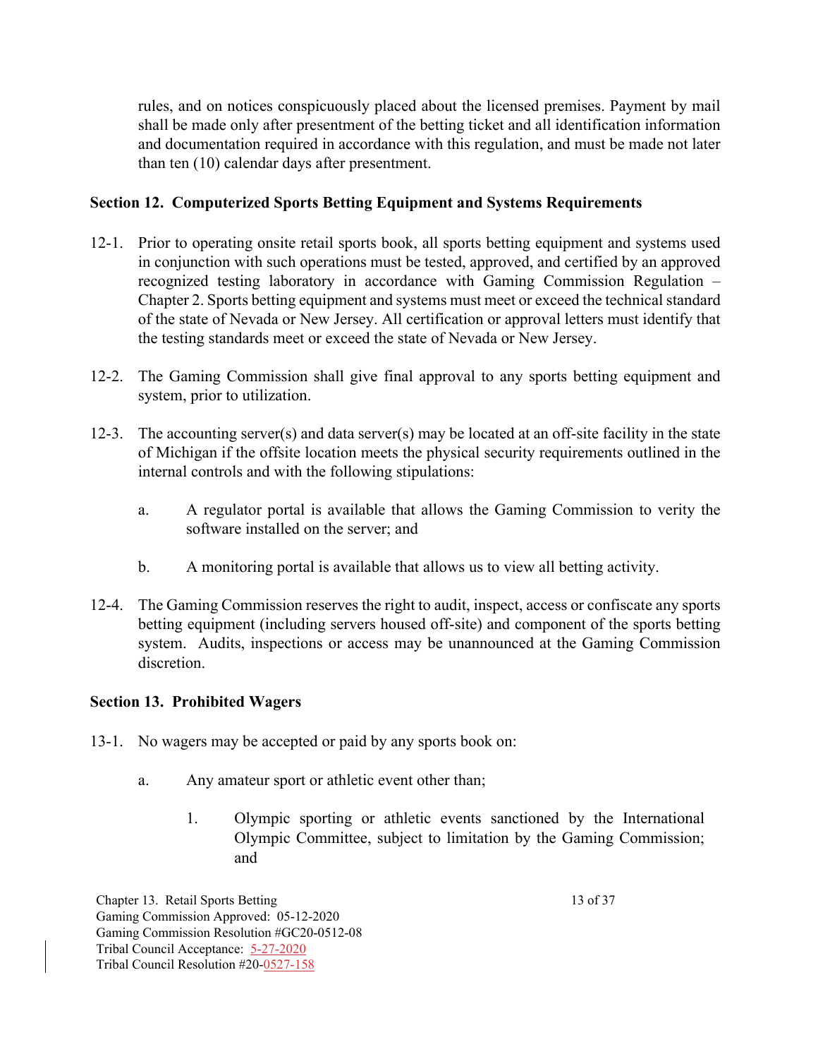rules, and on notices conspicuously placed about the licensed premises. Payment by mail shall be made only after presentment of the betting ticket and all identification information and documentation required in accordance with this regulation, and must be made not later than ten (10) calendar days after presentment.

### Section 12. Computerized Sports Betting Equipment and Systems Requirements

12-1. Prior to operating onsite retail sports book, all sports betting equipment and systems used in conjunction with such operations must be tested, approved, and certified by an approved recognized testing laboratory in accordance with Gaming Commission Regulation – Chapter 2. Sports betting equipment and systems must meet or exceed the technical standard of the state of Nevada or New Jersey. All certification or approval letters must identify that the testing standards meet or exceed the state of Nevada or New Jersey.

12-2. The Gaming Commission shall give final approval to any sports betting equipment and system, prior to utilization.

12-3. The accounting server(s) and data server(s) may be located at an off-site facility in the state of Michigan if the offsite location meets the physical security requirements outlined in the internal controls and with the following stipulations:

- a. A regulator portal is available that allows the Gaming Commission to verity the software installed on the server; and
- b. A monitoring portal is available that allows us to view all betting activity.

12-4. The Gaming Commission reserves the right to audit, inspect, access or confiscate any sports betting equipment (including servers housed off-site) and component of the sports betting system. Audits, inspections or access may be unannounced at the Gaming Commission discretion.

### Section 13. Prohibited Wagers

13-1. No wagers may be accepted or paid by any sports book on:

- a. Any amateur sport or athletic event other than;
  1. Olympic sporting or athletic events sanctioned by the International Olympic Committee, subject to limitation by the Gaming Commission; and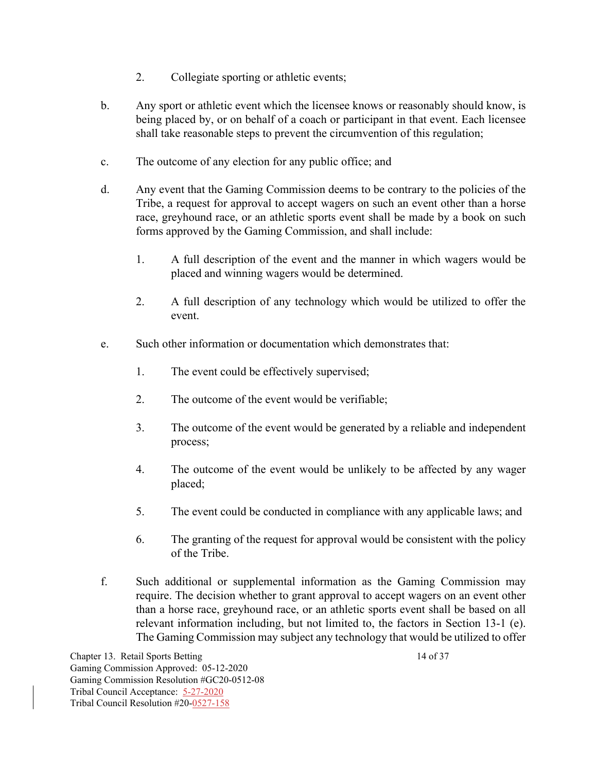2. Collegiate sporting or athletic events;

b. Any sport or athletic event which the licensee knows or reasonably should know, is being placed by, or on behalf of a coach or participant in that event. Each licensee shall take reasonable steps to prevent the circumvention of this regulation;

c. The outcome of any election for any public office; and

d. Any event that the Gaming Commission deems to be contrary to the policies of the Tribe, a request for approval to accept wagers on such an event other than a horse race, greyhound race, or an athletic sports event shall be made by a book on such forms approved by the Gaming Commission, and shall include:

   1. A full description of the event and the manner in which wagers would be placed and winning wagers would be determined.

   2. A full description of any technology which would be utilized to offer the event.

e. Such other information or documentation which demonstrates that:

   1. The event could be effectively supervised;

   2. The outcome of the event would be verifiable;

   3. The outcome of the event would be generated by a reliable and independent process;

   4. The outcome of the event would be unlikely to be affected by any wager placed;

   5. The event could be conducted in compliance with any applicable laws; and

   6. The granting of the request for approval would be consistent with the policy of the Tribe.

f. Such additional or supplemental information as the Gaming Commission may require. The decision whether to grant approval to accept wagers on an event other than a horse race, greyhound race, or an athletic sports event shall be based on all relevant information including, but not limited to, the factors in Section 13-1 (e). The Gaming Commission may subject any technology that would be utilized to offer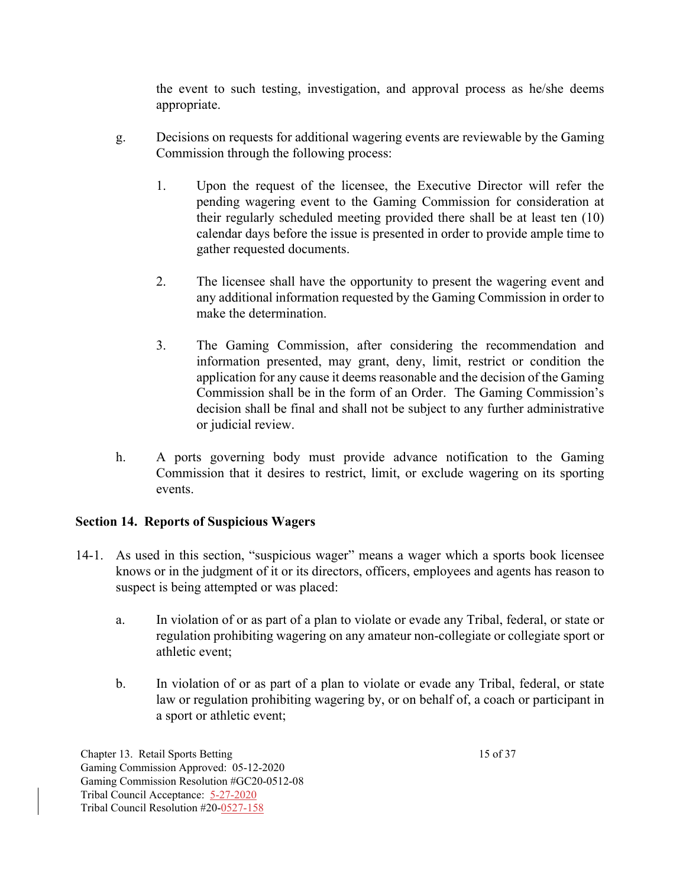the event to such testing, investigation, and approval process as he/she deems appropriate.

g. Decisions on requests for additional wagering events are reviewable by the Gaming Commission through the following process:

   1. Upon the request of the licensee, the Executive Director will refer the pending wagering event to the Gaming Commission for consideration at their regularly scheduled meeting provided there shall be at least ten (10) calendar days before the issue is presented in order to provide ample time to gather requested documents.

   2. The licensee shall have the opportunity to present the wagering event and any additional information requested by the Gaming Commission in order to make the determination.

   3. The Gaming Commission, after considering the recommendation and information presented, may grant, deny, limit, restrict or condition the application for any cause it deems reasonable and the decision of the Gaming Commission shall be in the form of an Order. The Gaming Commission's decision shall be final and shall not be subject to any further administrative or judicial review.

h. A ports governing body must provide advance notification to the Gaming Commission that it desires to restrict, limit, or exclude wagering on its sporting events.

## Section 14. Reports of Suspicious Wagers

14-1. As used in this section, "suspicious wager" means a wager which a sports book licensee knows or in the judgment of it or its directors, officers, employees and agents has reason to suspect is being attempted or was placed:

   a. In violation of or as part of a plan to violate or evade any Tribal, federal, or state or regulation prohibiting wagering on any amateur non-collegiate or collegiate sport or athletic event;

   b. In violation of or as part of a plan to violate or evade any Tribal, federal, or state law or regulation prohibiting wagering by, or on behalf of, a coach or participant in a sport or athletic event;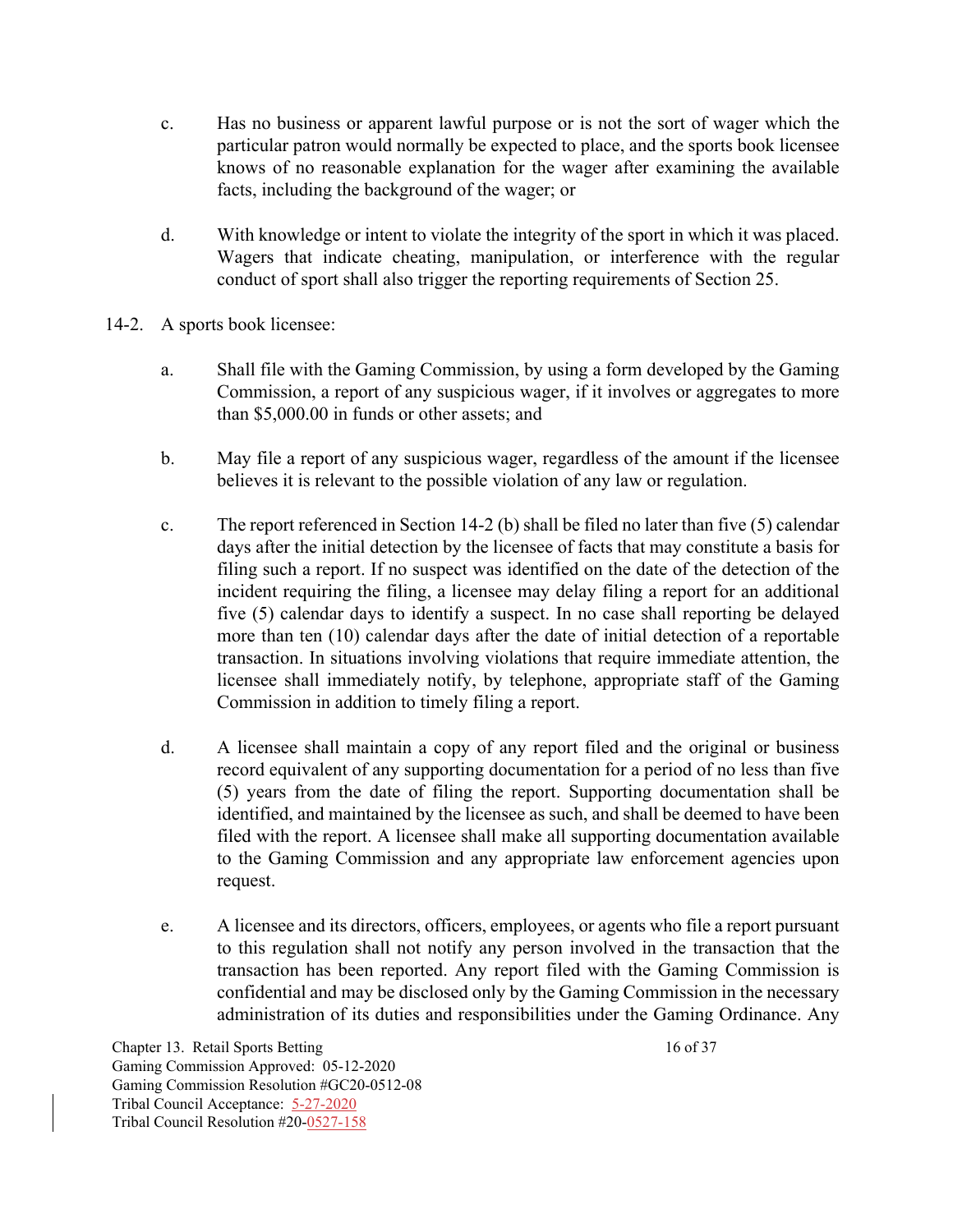c. Has no business or apparent lawful purpose or is not the sort of wager which the particular patron would normally be expected to place, and the sports book licensee knows of no reasonable explanation for the wager after examining the available facts, including the background of the wager; or

d. With knowledge or intent to violate the integrity of the sport in which it was placed. Wagers that indicate cheating, manipulation, or interference with the regular conduct of sport shall also trigger the reporting requirements of Section 25.

14-2. A sports book licensee:

a. Shall file with the Gaming Commission, by using a form developed by the Gaming Commission, a report of any suspicious wager, if it involves or aggregates to more than $5,000.00 in funds or other assets; and

b. May file a report of any suspicious wager, regardless of the amount if the licensee believes it is relevant to the possible violation of any law or regulation.

c. The report referenced in Section 14-2 (b) shall be filed no later than five (5) calendar days after the initial detection by the licensee of facts that may constitute a basis for filing such a report. If no suspect was identified on the date of the detection of the incident requiring the filing, a licensee may delay filing a report for an additional five (5) calendar days to identify a suspect. In no case shall reporting be delayed more than ten (10) calendar days after the date of initial detection of a reportable transaction. In situations involving violations that require immediate attention, the licensee shall immediately notify, by telephone, appropriate staff of the Gaming Commission in addition to timely filing a report.

d. A licensee shall maintain a copy of any report filed and the original or business record equivalent of any supporting documentation for a period of no less than five (5) years from the date of filing the report. Supporting documentation shall be identified, and maintained by the licensee as such, and shall be deemed to have been filed with the report. A licensee shall make all supporting documentation available to the Gaming Commission and any appropriate law enforcement agencies upon request.

e. A licensee and its directors, officers, employees, or agents who file a report pursuant to this regulation shall not notify any person involved in the transaction that the transaction has been reported. Any report filed with the Gaming Commission is confidential and may be disclosed only by the Gaming Commission in the necessary administration of its duties and responsibilities under the Gaming Ordinance. Any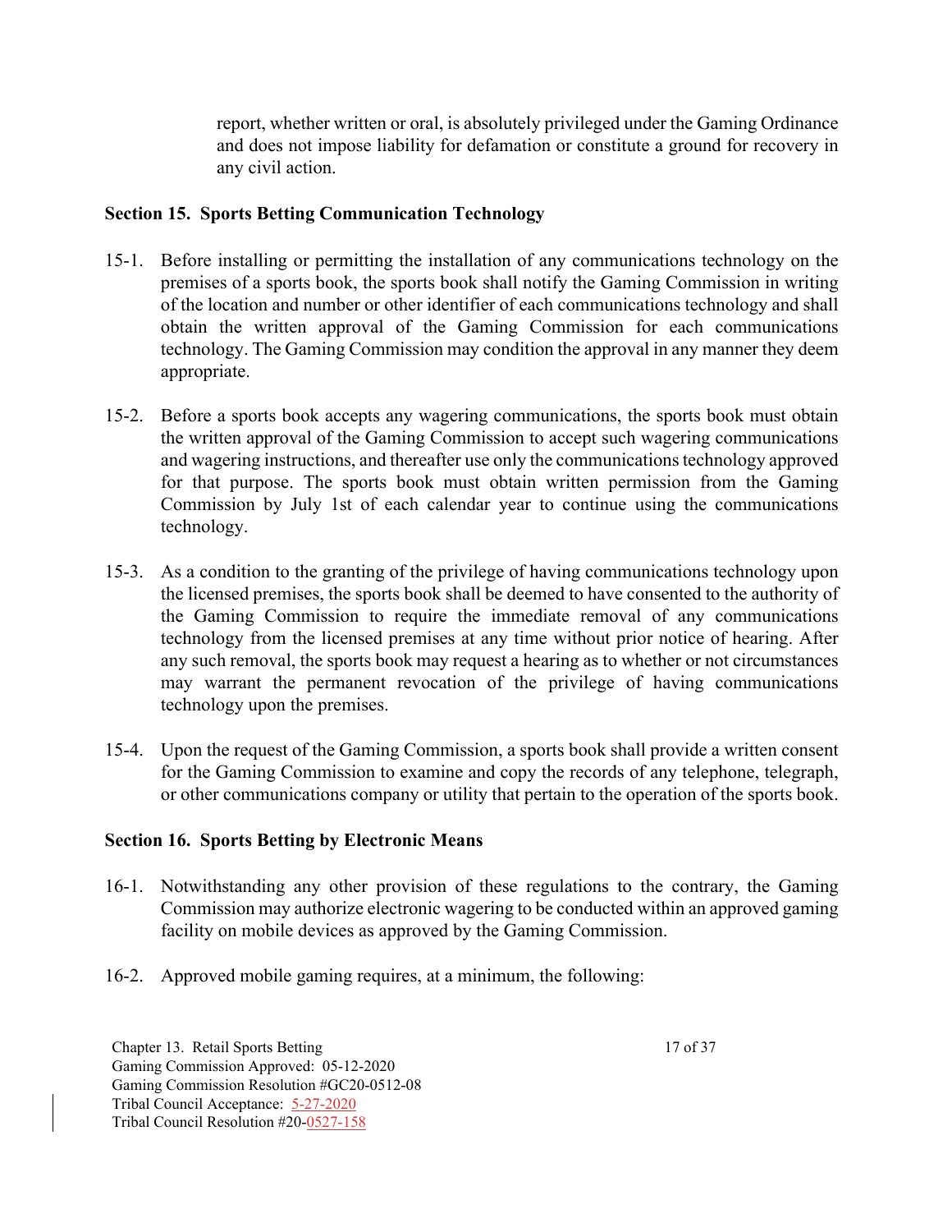report, whether written or oral, is absolutely privileged under the Gaming Ordinance and does not impose liability for defamation or constitute a ground for recovery in any civil action.

## Section 15. Sports Betting Communication Technology

15-1. Before installing or permitting the installation of any communications technology on the premises of a sports book, the sports book shall notify the Gaming Commission in writing of the location and number or other identifier of each communications technology and shall obtain the written approval of the Gaming Commission for each communications technology. The Gaming Commission may condition the approval in any manner they deem appropriate.

15-2. Before a sports book accepts any wagering communications, the sports book must obtain the written approval of the Gaming Commission to accept such wagering communications and wagering instructions, and thereafter use only the communications technology approved for that purpose. The sports book must obtain written permission from the Gaming Commission by July 1st of each calendar year to continue using the communications technology.

15-3. As a condition to the granting of the privilege of having communications technology upon the licensed premises, the sports book shall be deemed to have consented to the authority of the Gaming Commission to require the immediate removal of any communications technology from the licensed premises at any time without prior notice of hearing. After any such removal, the sports book may request a hearing as to whether or not circumstances may warrant the permanent revocation of the privilege of having communications technology upon the premises.

15-4. Upon the request of the Gaming Commission, a sports book shall provide a written consent for the Gaming Commission to examine and copy the records of any telephone, telegraph, or other communications company or utility that pertain to the operation of the sports book.

## Section 16. Sports Betting by Electronic Means

16-1. Notwithstanding any other provision of these regulations to the contrary, the Gaming Commission may authorize electronic wagering to be conducted within an approved gaming facility on mobile devices as approved by the Gaming Commission.

16-2. Approved mobile gaming requires, at a minimum, the following: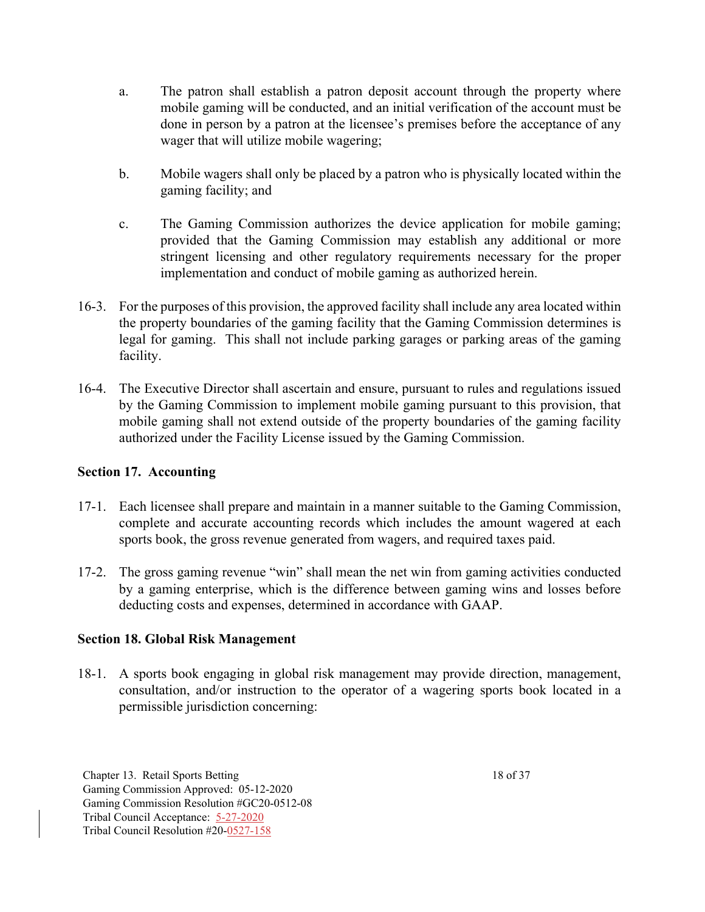a. The patron shall establish a patron deposit account through the property where mobile gaming will be conducted, and an initial verification of the account must be done in person by a patron at the licensee's premises before the acceptance of any wager that will utilize mobile wagering;

b. Mobile wagers shall only be placed by a patron who is physically located within the gaming facility; and

c. The Gaming Commission authorizes the device application for mobile gaming; provided that the Gaming Commission may establish any additional or more stringent licensing and other regulatory requirements necessary for the proper implementation and conduct of mobile gaming as authorized herein.

16-3. For the purposes of this provision, the approved facility shall include any area located within the property boundaries of the gaming facility that the Gaming Commission determines is legal for gaming. This shall not include parking garages or parking areas of the gaming facility.

16-4. The Executive Director shall ascertain and ensure, pursuant to rules and regulations issued by the Gaming Commission to implement mobile gaming pursuant to this provision, that mobile gaming shall not extend outside of the property boundaries of the gaming facility authorized under the Facility License issued by the Gaming Commission.

**Section 17. Accounting**

17-1. Each licensee shall prepare and maintain in a manner suitable to the Gaming Commission, complete and accurate accounting records which includes the amount wagered at each sports book, the gross revenue generated from wagers, and required taxes paid.

17-2. The gross gaming revenue "win" shall mean the net win from gaming activities conducted by a gaming enterprise, which is the difference between gaming wins and losses before deducting costs and expenses, determined in accordance with GAAP.

**Section 18. Global Risk Management**

18-1. A sports book engaging in global risk management may provide direction, management, consultation, and/or instruction to the operator of a wagering sports book located in a permissible jurisdiction concerning: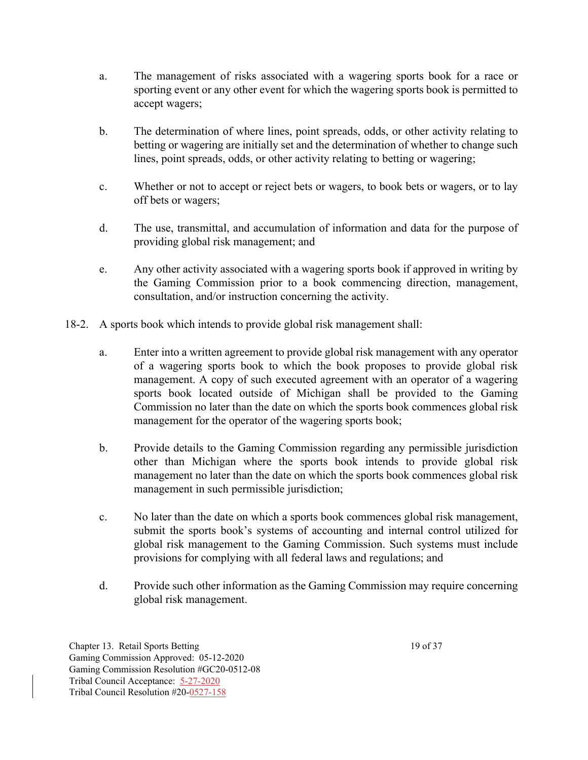a. The management of risks associated with a wagering sports book for a race or sporting event or any other event for which the wagering sports book is permitted to accept wagers;

b. The determination of where lines, point spreads, odds, or other activity relating to betting or wagering are initially set and the determination of whether to change such lines, point spreads, odds, or other activity relating to betting or wagering;

c. Whether or not to accept or reject bets or wagers, to book bets or wagers, or to lay off bets or wagers;

d. The use, transmittal, and accumulation of information and data for the purpose of providing global risk management; and

e. Any other activity associated with a wagering sports book if approved in writing by the Gaming Commission prior to a book commencing direction, management, consultation, and/or instruction concerning the activity.

18-2. A sports book which intends to provide global risk management shall:

a. Enter into a written agreement to provide global risk management with any operator of a wagering sports book to which the book proposes to provide global risk management. A copy of such executed agreement with an operator of a wagering sports book located outside of Michigan shall be provided to the Gaming Commission no later than the date on which the sports book commences global risk management for the operator of the wagering sports book;

b. Provide details to the Gaming Commission regarding any permissible jurisdiction other than Michigan where the sports book intends to provide global risk management no later than the date on which the sports book commences global risk management in such permissible jurisdiction;

c. No later than the date on which a sports book commences global risk management, submit the sports book's systems of accounting and internal control utilized for global risk management to the Gaming Commission. Such systems must include provisions for complying with all federal laws and regulations; and

d. Provide such other information as the Gaming Commission may require concerning global risk management.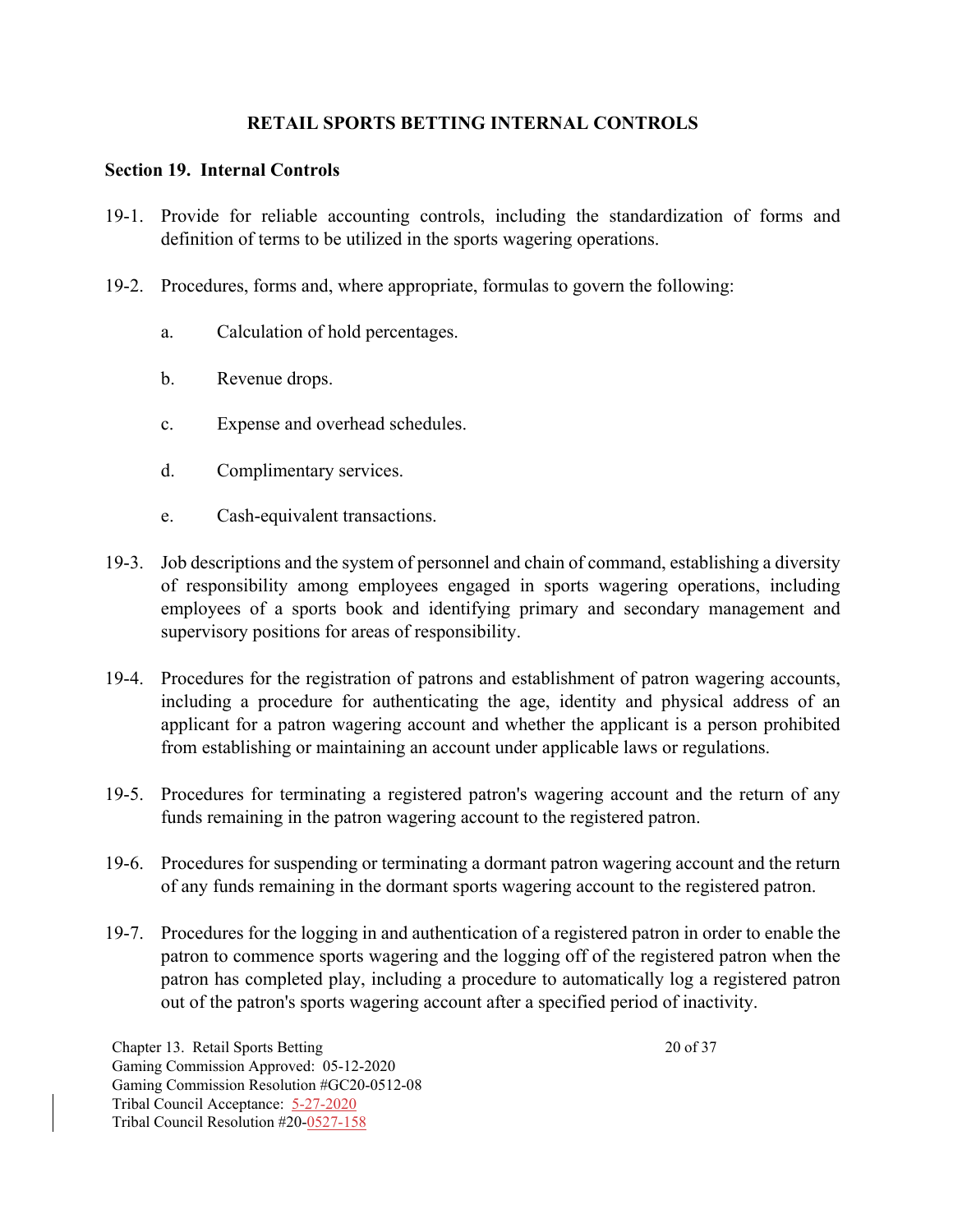## RETAIL SPORTS BETTING INTERNAL CONTROLS

### Section 19. Internal Controls

19-1. Provide for reliable accounting controls, including the standardization of forms and definition of terms to be utilized in the sports wagering operations.

19-2. Procedures, forms and, where appropriate, formulas to govern the following:

- a. Calculation of hold percentages.
- b. Revenue drops.
- c. Expense and overhead schedules.
- d. Complimentary services.
- e. Cash-equivalent transactions.

19-3. Job descriptions and the system of personnel and chain of command, establishing a diversity of responsibility among employees engaged in sports wagering operations, including employees of a sports book and identifying primary and secondary management and supervisory positions for areas of responsibility.

19-4. Procedures for the registration of patrons and establishment of patron wagering accounts, including a procedure for authenticating the age, identity and physical address of an applicant for a patron wagering account and whether the applicant is a person prohibited from establishing or maintaining an account under applicable laws or regulations.

19-5. Procedures for terminating a registered patron's wagering account and the return of any funds remaining in the patron wagering account to the registered patron.

19-6. Procedures for suspending or terminating a dormant patron wagering account and the return of any funds remaining in the dormant sports wagering account to the registered patron.

19-7. Procedures for the logging in and authentication of a registered patron in order to enable the patron to commence sports wagering and the logging off of the registered patron when the patron has completed play, including a procedure to automatically log a registered patron out of the patron's sports wagering account after a specified period of inactivity.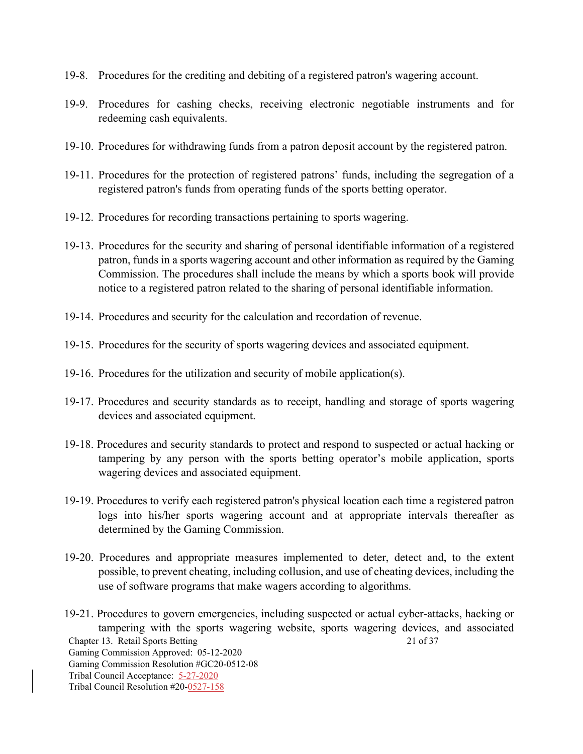19-8. Procedures for the crediting and debiting of a registered patron's wagering account.

19-9. Procedures for cashing checks, receiving electronic negotiable instruments and for redeeming cash equivalents.

19-10. Procedures for withdrawing funds from a patron deposit account by the registered patron.

19-11. Procedures for the protection of registered patrons' funds, including the segregation of a registered patron's funds from operating funds of the sports betting operator.

19-12. Procedures for recording transactions pertaining to sports wagering.

19-13. Procedures for the security and sharing of personal identifiable information of a registered patron, funds in a sports wagering account and other information as required by the Gaming Commission. The procedures shall include the means by which a sports book will provide notice to a registered patron related to the sharing of personal identifiable information.

19-14. Procedures and security for the calculation and recordation of revenue.

19-15. Procedures for the security of sports wagering devices and associated equipment.

19-16. Procedures for the utilization and security of mobile application(s).

19-17. Procedures and security standards as to receipt, handling and storage of sports wagering devices and associated equipment.

19-18. Procedures and security standards to protect and respond to suspected or actual hacking or tampering by any person with the sports betting operator's mobile application, sports wagering devices and associated equipment.

19-19. Procedures to verify each registered patron's physical location each time a registered patron logs into his/her sports wagering account and at appropriate intervals thereafter as determined by the Gaming Commission.

19-20. Procedures and appropriate measures implemented to deter, detect and, to the extent possible, to prevent cheating, including collusion, and use of cheating devices, including the use of software programs that make wagers according to algorithms.

19-21. Procedures to govern emergencies, including suspected or actual cyber-attacks, hacking or tampering with the sports wagering website, sports wagering devices, and associated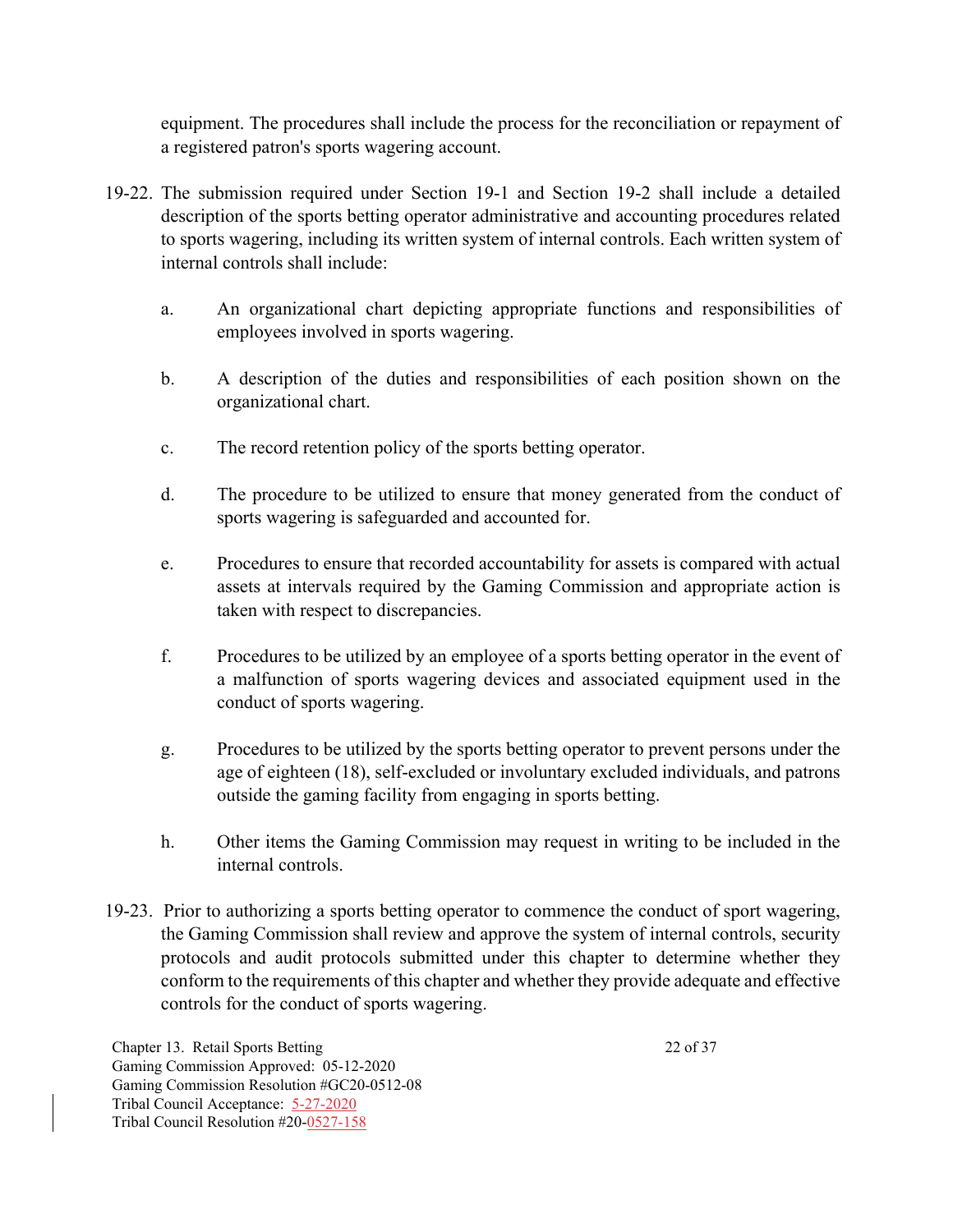equipment. The procedures shall include the process for the reconciliation or repayment of a registered patron's sports wagering account.

19-22. The submission required under Section 19-1 and Section 19-2 shall include a detailed description of the sports betting operator administrative and accounting procedures related to sports wagering, including its written system of internal controls. Each written system of internal controls shall include:

a. An organizational chart depicting appropriate functions and responsibilities of employees involved in sports wagering.

b. A description of the duties and responsibilities of each position shown on the organizational chart.

c. The record retention policy of the sports betting operator.

d. The procedure to be utilized to ensure that money generated from the conduct of sports wagering is safeguarded and accounted for.

e. Procedures to ensure that recorded accountability for assets is compared with actual assets at intervals required by the Gaming Commission and appropriate action is taken with respect to discrepancies.

f. Procedures to be utilized by an employee of a sports betting operator in the event of a malfunction of sports wagering devices and associated equipment used in the conduct of sports wagering.

g. Procedures to be utilized by the sports betting operator to prevent persons under the age of eighteen (18), self-excluded or involuntary excluded individuals, and patrons outside the gaming facility from engaging in sports betting.

h. Other items the Gaming Commission may request in writing to be included in the internal controls.

19-23. Prior to authorizing a sports betting operator to commence the conduct of sport wagering, the Gaming Commission shall review and approve the system of internal controls, security protocols and audit protocols submitted under this chapter to determine whether they conform to the requirements of this chapter and whether they provide adequate and effective controls for the conduct of sports wagering.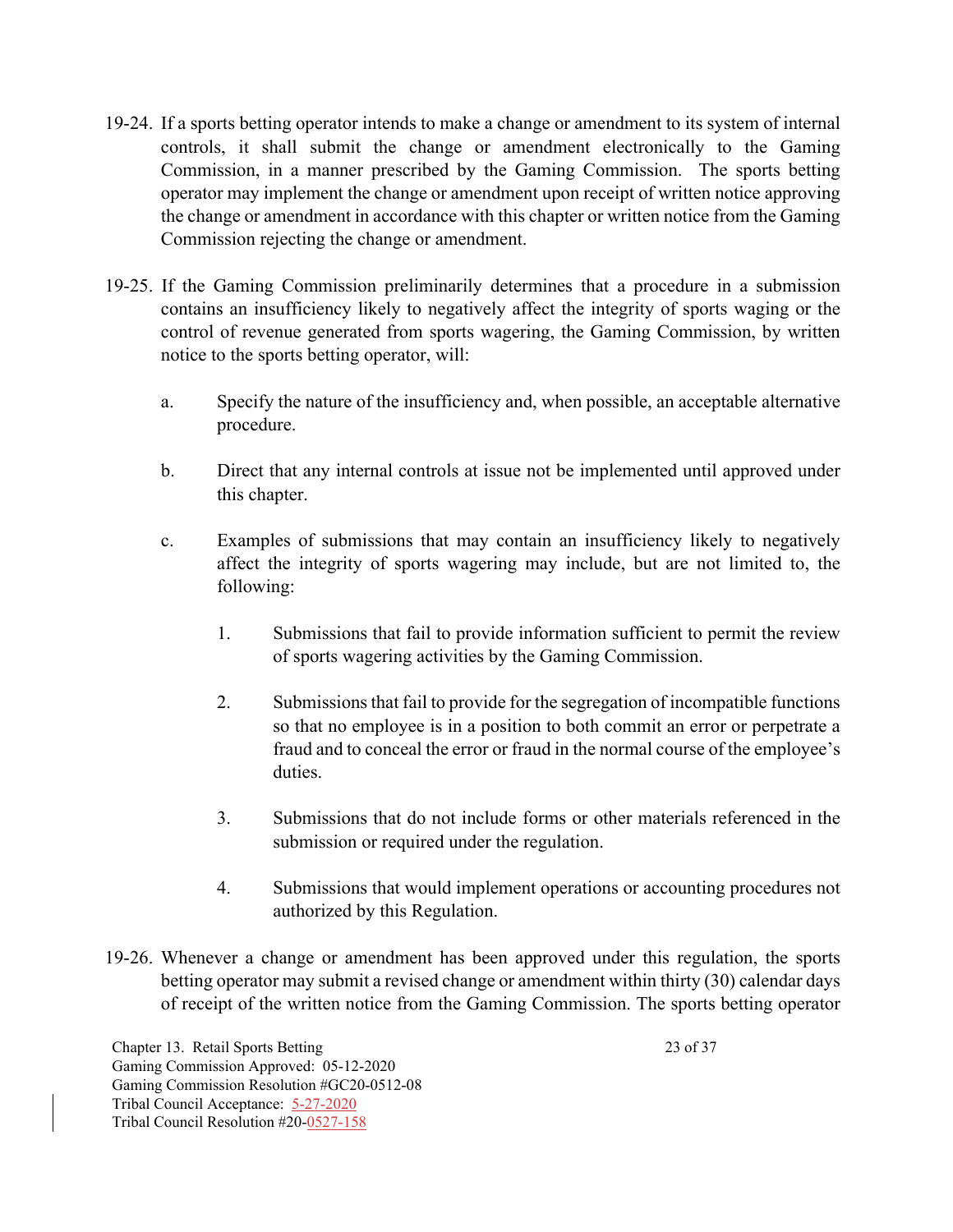19-24. If a sports betting operator intends to make a change or amendment to its system of internal controls, it shall submit the change or amendment electronically to the Gaming Commission, in a manner prescribed by the Gaming Commission. The sports betting operator may implement the change or amendment upon receipt of written notice approving the change or amendment in accordance with this chapter or written notice from the Gaming Commission rejecting the change or amendment.

19-25. If the Gaming Commission preliminarily determines that a procedure in a submission contains an insufficiency likely to negatively affect the integrity of sports waging or the control of revenue generated from sports wagering, the Gaming Commission, by written notice to the sports betting operator, will:

a. Specify the nature of the insufficiency and, when possible, an acceptable alternative procedure.

b. Direct that any internal controls at issue not be implemented until approved under this chapter.

c. Examples of submissions that may contain an insufficiency likely to negatively affect the integrity of sports wagering may include, but are not limited to, the following:

1. Submissions that fail to provide information sufficient to permit the review of sports wagering activities by the Gaming Commission.

2. Submissions that fail to provide for the segregation of incompatible functions so that no employee is in a position to both commit an error or perpetrate a fraud and to conceal the error or fraud in the normal course of the employee's duties.

3. Submissions that do not include forms or other materials referenced in the submission or required under the regulation.

4. Submissions that would implement operations or accounting procedures not authorized by this Regulation.

19-26. Whenever a change or amendment has been approved under this regulation, the sports betting operator may submit a revised change or amendment within thirty (30) calendar days of receipt of the written notice from the Gaming Commission. The sports betting operator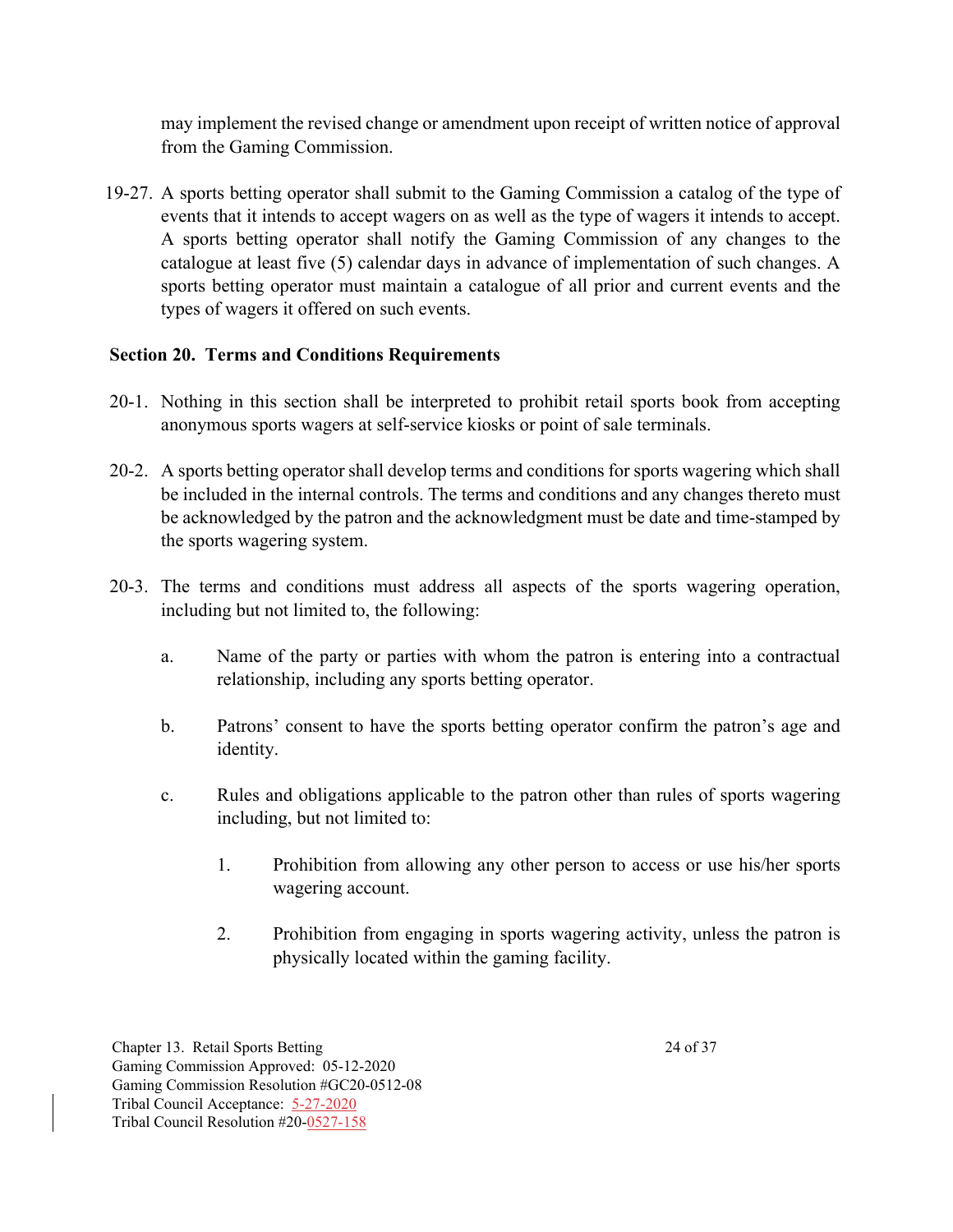may implement the revised change or amendment upon receipt of written notice of approval from the Gaming Commission.

19-27. A sports betting operator shall submit to the Gaming Commission a catalog of the type of events that it intends to accept wagers on as well as the type of wagers it intends to accept. A sports betting operator shall notify the Gaming Commission of any changes to the catalogue at least five (5) calendar days in advance of implementation of such changes. A sports betting operator must maintain a catalogue of all prior and current events and the types of wagers it offered on such events.

## Section 20. Terms and Conditions Requirements

20-1. Nothing in this section shall be interpreted to prohibit retail sports book from accepting anonymous sports wagers at self-service kiosks or point of sale terminals.

20-2. A sports betting operator shall develop terms and conditions for sports wagering which shall be included in the internal controls. The terms and conditions and any changes thereto must be acknowledged by the patron and the acknowledgment must be date and time-stamped by the sports wagering system.

20-3. The terms and conditions must address all aspects of the sports wagering operation, including but not limited to, the following:

a. Name of the party or parties with whom the patron is entering into a contractual relationship, including any sports betting operator.

b. Patrons' consent to have the sports betting operator confirm the patron's age and identity.

c. Rules and obligations applicable to the patron other than rules of sports wagering including, but not limited to:

1. Prohibition from allowing any other person to access or use his/her sports wagering account.

2. Prohibition from engaging in sports wagering activity, unless the patron is physically located within the gaming facility.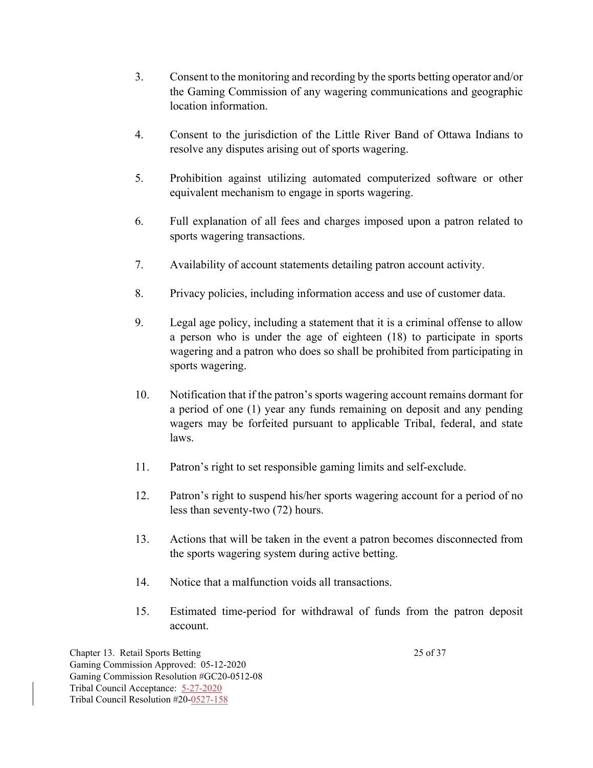3. Consent to the monitoring and recording by the sports betting operator and/or the Gaming Commission of any wagering communications and geographic location information.

4. Consent to the jurisdiction of the Little River Band of Ottawa Indians to resolve any disputes arising out of sports wagering.

5. Prohibition against utilizing automated computerized software or other equivalent mechanism to engage in sports wagering.

6. Full explanation of all fees and charges imposed upon a patron related to sports wagering transactions.

7. Availability of account statements detailing patron account activity.

8. Privacy policies, including information access and use of customer data.

9. Legal age policy, including a statement that it is a criminal offense to allow a person who is under the age of eighteen (18) to participate in sports wagering and a patron who does so shall be prohibited from participating in sports wagering.

10. Notification that if the patron's sports wagering account remains dormant for a period of one (1) year any funds remaining on deposit and any pending wagers may be forfeited pursuant to applicable Tribal, federal, and state laws.

11. Patron's right to set responsible gaming limits and self-exclude.

12. Patron's right to suspend his/her sports wagering account for a period of no less than seventy-two (72) hours.

13. Actions that will be taken in the event a patron becomes disconnected from the sports wagering system during active betting.

14. Notice that a malfunction voids all transactions.

15. Estimated time-period for withdrawal of funds from the patron deposit account.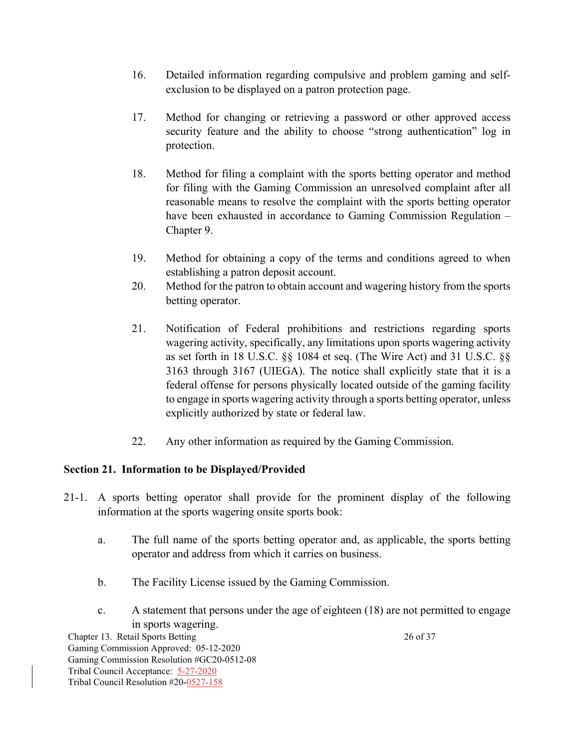16. Detailed information regarding compulsive and problem gaming and self-exclusion to be displayed on a patron protection page.

17. Method for changing or retrieving a password or other approved access security feature and the ability to choose "strong authentication" log in protection.

18. Method for filing a complaint with the sports betting operator and method for filing with the Gaming Commission an unresolved complaint after all reasonable means to resolve the complaint with the sports betting operator have been exhausted in accordance to Gaming Commission Regulation – Chapter 9.

19. Method for obtaining a copy of the terms and conditions agreed to when establishing a patron deposit account.

20. Method for the patron to obtain account and wagering history from the sports betting operator.

21. Notification of Federal prohibitions and restrictions regarding sports wagering activity, specifically, any limitations upon sports wagering activity as set forth in 18 U.S.C. §§ 1084 et seq. (The Wire Act) and 31 U.S.C. §§ 3163 through 3167 (UIEGA). The notice shall explicitly state that it is a federal offense for persons physically located outside of the gaming facility to engage in sports wagering activity through a sports betting operator, unless explicitly authorized by state or federal law.

22. Any other information as required by the Gaming Commission.

## Section 21. Information to be Displayed/Provided

21-1. A sports betting operator shall provide for the prominent display of the following information at the sports wagering onsite sports book:

a. The full name of the sports betting operator and, as applicable, the sports betting operator and address from which it carries on business.

b. The Facility License issued by the Gaming Commission.

c. A statement that persons under the age of eighteen (18) are not permitted to engage in sports wagering.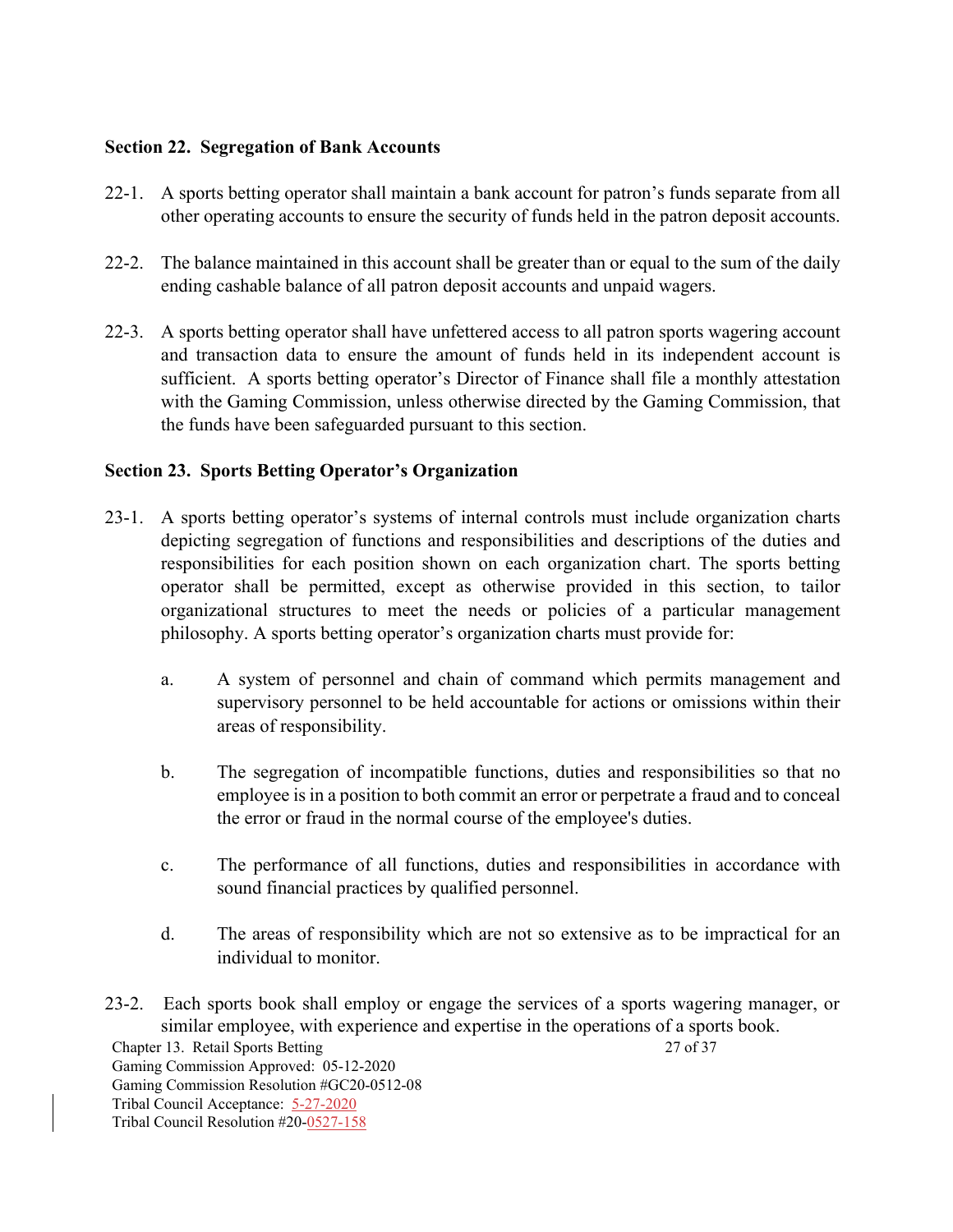## Section 22. Segregation of Bank Accounts

22-1. A sports betting operator shall maintain a bank account for patron's funds separate from all other operating accounts to ensure the security of funds held in the patron deposit accounts.

22-2. The balance maintained in this account shall be greater than or equal to the sum of the daily ending cashable balance of all patron deposit accounts and unpaid wagers.

22-3. A sports betting operator shall have unfettered access to all patron sports wagering account and transaction data to ensure the amount of funds held in its independent account is sufficient. A sports betting operator's Director of Finance shall file a monthly attestation with the Gaming Commission, unless otherwise directed by the Gaming Commission, that the funds have been safeguarded pursuant to this section.

## Section 23. Sports Betting Operator's Organization

23-1. A sports betting operator's systems of internal controls must include organization charts depicting segregation of functions and responsibilities and descriptions of the duties and responsibilities for each position shown on each organization chart. The sports betting operator shall be permitted, except as otherwise provided in this section, to tailor organizational structures to meet the needs or policies of a particular management philosophy. A sports betting operator's organization charts must provide for:

   a. A system of personnel and chain of command which permits management and supervisory personnel to be held accountable for actions or omissions within their areas of responsibility.

   b. The segregation of incompatible functions, duties and responsibilities so that no employee is in a position to both commit an error or perpetrate a fraud and to conceal the error or fraud in the normal course of the employee's duties.

   c. The performance of all functions, duties and responsibilities in accordance with sound financial practices by qualified personnel.

   d. The areas of responsibility which are not so extensive as to be impractical for an individual to monitor.

23-2. Each sports book shall employ or engage the services of a sports wagering manager, or similar employee, with experience and expertise in the operations of a sports book.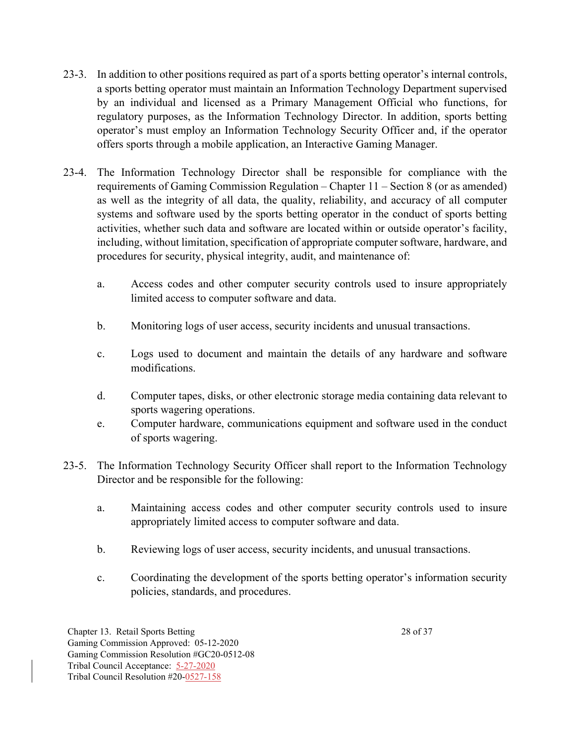23-3. In addition to other positions required as part of a sports betting operator's internal controls, a sports betting operator must maintain an Information Technology Department supervised by an individual and licensed as a Primary Management Official who functions, for regulatory purposes, as the Information Technology Director. In addition, sports betting operator's must employ an Information Technology Security Officer and, if the operator offers sports through a mobile application, an Interactive Gaming Manager.

23-4. The Information Technology Director shall be responsible for compliance with the requirements of Gaming Commission Regulation – Chapter 11 – Section 8 (or as amended) as well as the integrity of all data, the quality, reliability, and accuracy of all computer systems and software used by the sports betting operator in the conduct of sports betting activities, whether such data and software are located within or outside operator's facility, including, without limitation, specification of appropriate computer software, hardware, and procedures for security, physical integrity, audit, and maintenance of:

   a. Access codes and other computer security controls used to insure appropriately limited access to computer software and data.

   b. Monitoring logs of user access, security incidents and unusual transactions.

   c. Logs used to document and maintain the details of any hardware and software modifications.

   d. Computer tapes, disks, or other electronic storage media containing data relevant to sports wagering operations.

   e. Computer hardware, communications equipment and software used in the conduct of sports wagering.

23-5. The Information Technology Security Officer shall report to the Information Technology Director and be responsible for the following:

   a. Maintaining access codes and other computer security controls used to insure appropriately limited access to computer software and data.

   b. Reviewing logs of user access, security incidents, and unusual transactions.

   c. Coordinating the development of the sports betting operator's information security policies, standards, and procedures.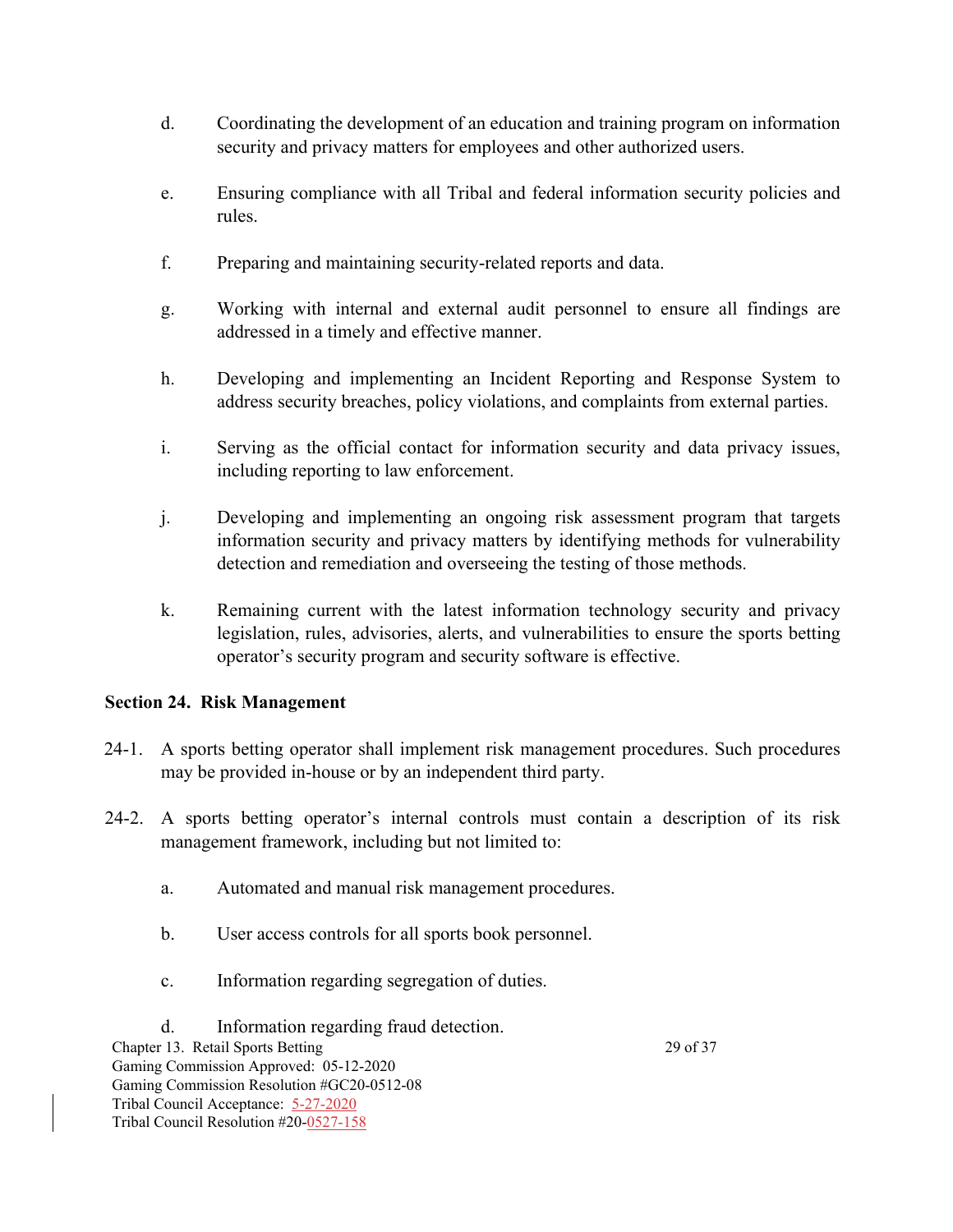d. Coordinating the development of an education and training program on information security and privacy matters for employees and other authorized users.

e. Ensuring compliance with all Tribal and federal information security policies and rules.

f. Preparing and maintaining security-related reports and data.

g. Working with internal and external audit personnel to ensure all findings are addressed in a timely and effective manner.

h. Developing and implementing an Incident Reporting and Response System to address security breaches, policy violations, and complaints from external parties.

i. Serving as the official contact for information security and data privacy issues, including reporting to law enforcement.

j. Developing and implementing an ongoing risk assessment program that targets information security and privacy matters by identifying methods for vulnerability detection and remediation and overseeing the testing of those methods.

k. Remaining current with the latest information technology security and privacy legislation, rules, advisories, alerts, and vulnerabilities to ensure the sports betting operator's security program and security software is effective.

**Section 24. Risk Management**

24-1. A sports betting operator shall implement risk management procedures. Such procedures may be provided in-house or by an independent third party.

24-2. A sports betting operator's internal controls must contain a description of its risk management framework, including but not limited to:

a. Automated and manual risk management procedures.

b. User access controls for all sports book personnel.

c. Information regarding segregation of duties.

d. Information regarding fraud detection.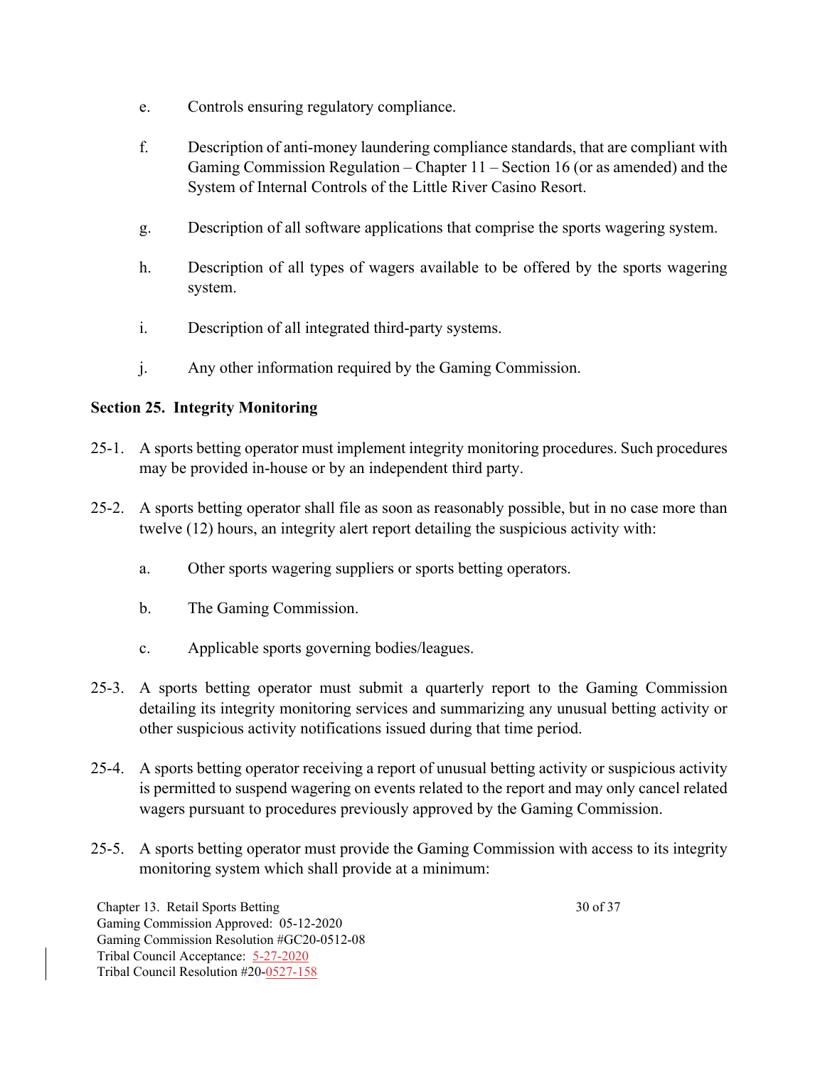e. Controls ensuring regulatory compliance.

f. Description of anti-money laundering compliance standards, that are compliant with Gaming Commission Regulation – Chapter 11 – Section 16 (or as amended) and the System of Internal Controls of the Little River Casino Resort.

g. Description of all software applications that comprise the sports wagering system.

h. Description of all types of wagers available to be offered by the sports wagering system.

i. Description of all integrated third-party systems.

j. Any other information required by the Gaming Commission.

**Section 25. Integrity Monitoring**

25-1. A sports betting operator must implement integrity monitoring procedures. Such procedures may be provided in-house or by an independent third party.

25-2. A sports betting operator shall file as soon as reasonably possible, but in no case more than twelve (12) hours, an integrity alert report detailing the suspicious activity with:

a. Other sports wagering suppliers or sports betting operators.

b. The Gaming Commission.

c. Applicable sports governing bodies/leagues.

25-3. A sports betting operator must submit a quarterly report to the Gaming Commission detailing its integrity monitoring services and summarizing any unusual betting activity or other suspicious activity notifications issued during that time period.

25-4. A sports betting operator receiving a report of unusual betting activity or suspicious activity is permitted to suspend wagering on events related to the report and may only cancel related wagers pursuant to procedures previously approved by the Gaming Commission.

25-5. A sports betting operator must provide the Gaming Commission with access to its integrity monitoring system which shall provide at a minimum: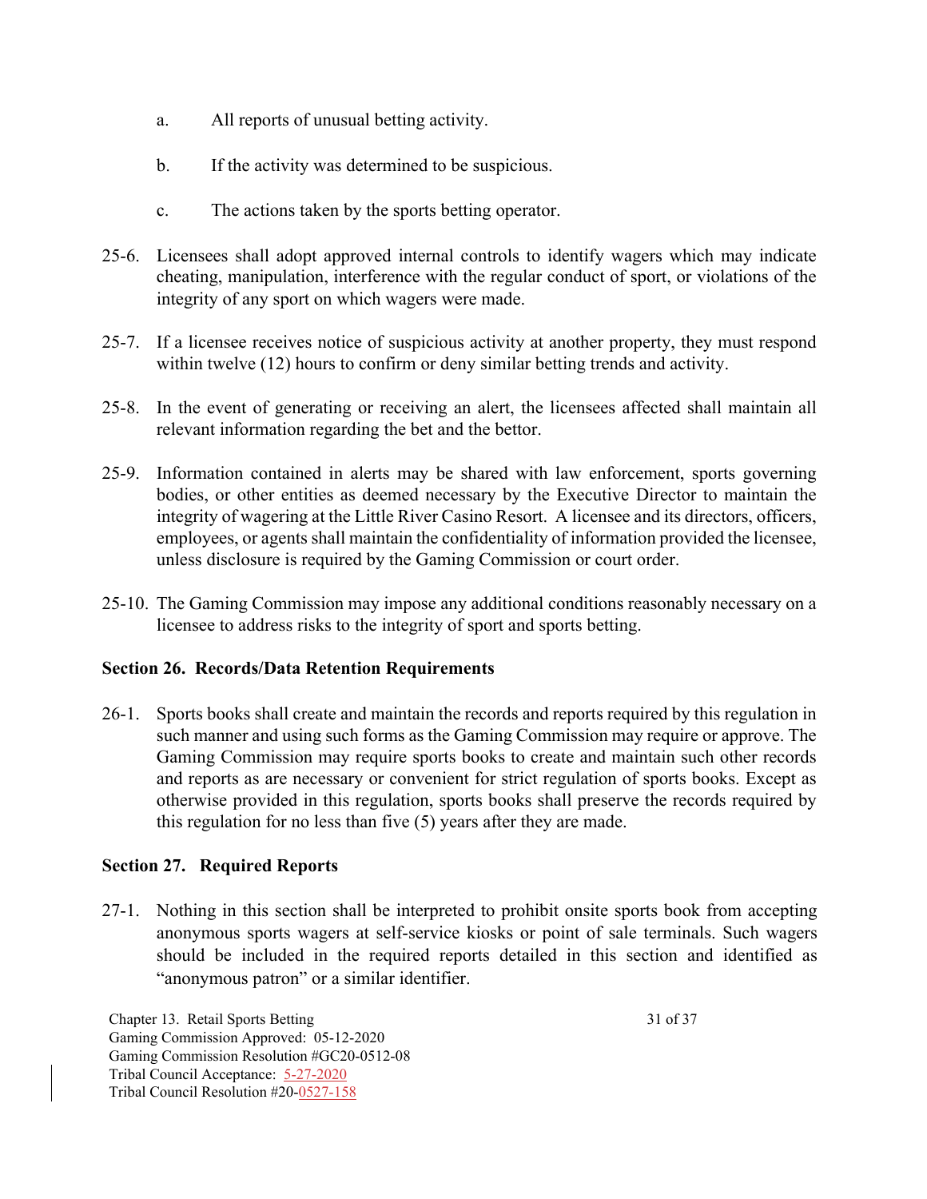a. All reports of unusual betting activity.

b. If the activity was determined to be suspicious.

c. The actions taken by the sports betting operator.

25-6. Licensees shall adopt approved internal controls to identify wagers which may indicate cheating, manipulation, interference with the regular conduct of sport, or violations of the integrity of any sport on which wagers were made.

25-7. If a licensee receives notice of suspicious activity at another property, they must respond within twelve (12) hours to confirm or deny similar betting trends and activity.

25-8. In the event of generating or receiving an alert, the licensees affected shall maintain all relevant information regarding the bet and the bettor.

25-9. Information contained in alerts may be shared with law enforcement, sports governing bodies, or other entities as deemed necessary by the Executive Director to maintain the integrity of wagering at the Little River Casino Resort. A licensee and its directors, officers, employees, or agents shall maintain the confidentiality of information provided the licensee, unless disclosure is required by the Gaming Commission or court order.

25-10. The Gaming Commission may impose any additional conditions reasonably necessary on a licensee to address risks to the integrity of sport and sports betting.

**Section 26. Records/Data Retention Requirements**

26-1. Sports books shall create and maintain the records and reports required by this regulation in such manner and using such forms as the Gaming Commission may require or approve. The Gaming Commission may require sports books to create and maintain such other records and reports as are necessary or convenient for strict regulation of sports books. Except as otherwise provided in this regulation, sports books shall preserve the records required by this regulation for no less than five (5) years after they are made.

**Section 27. Required Reports**

27-1. Nothing in this section shall be interpreted to prohibit onsite sports book from accepting anonymous sports wagers at self-service kiosks or point of sale terminals. Such wagers should be included in the required reports detailed in this section and identified as "anonymous patron" or a similar identifier.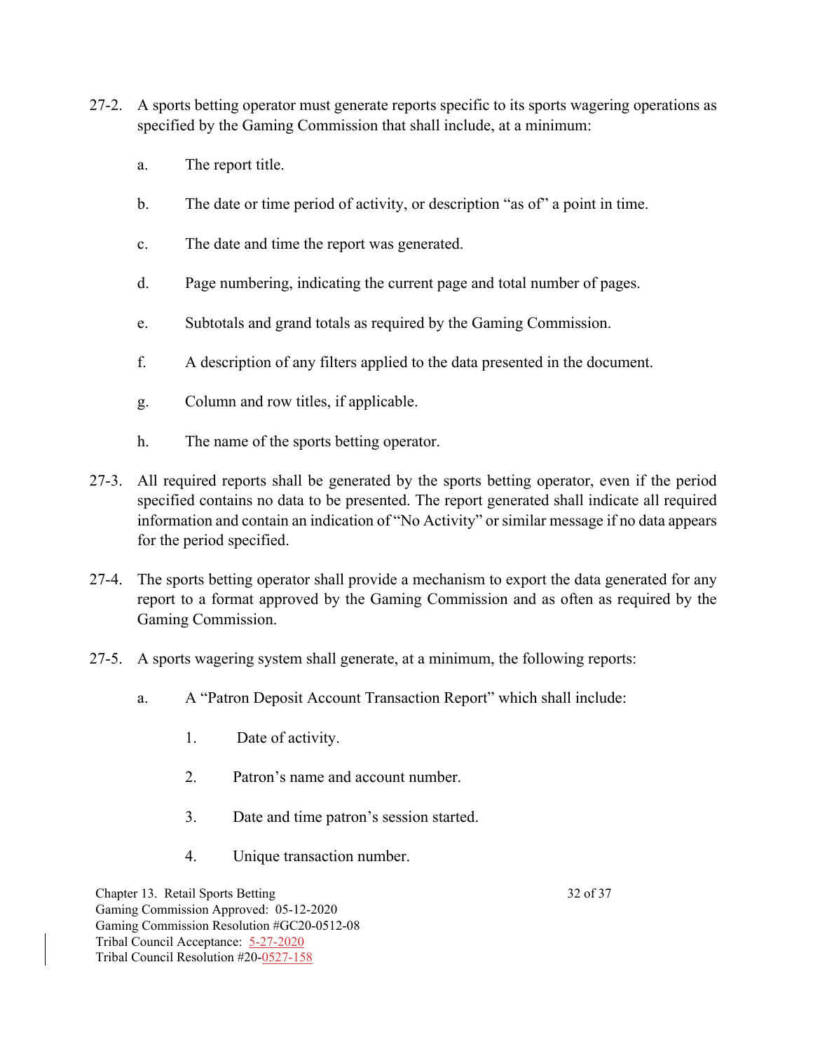27-2. A sports betting operator must generate reports specific to its sports wagering operations as specified by the Gaming Commission that shall include, at a minimum:

a. The report title.

b. The date or time period of activity, or description "as of" a point in time.

c. The date and time the report was generated.

d. Page numbering, indicating the current page and total number of pages.

e. Subtotals and grand totals as required by the Gaming Commission.

f. A description of any filters applied to the data presented in the document.

g. Column and row titles, if applicable.

h. The name of the sports betting operator.

27-3. All required reports shall be generated by the sports betting operator, even if the period specified contains no data to be presented. The report generated shall indicate all required information and contain an indication of "No Activity" or similar message if no data appears for the period specified.

27-4. The sports betting operator shall provide a mechanism to export the data generated for any report to a format approved by the Gaming Commission and as often as required by the Gaming Commission.

27-5. A sports wagering system shall generate, at a minimum, the following reports:

a. A "Patron Deposit Account Transaction Report" which shall include:

1. Date of activity.

2. Patron's name and account number.

3. Date and time patron's session started.

4. Unique transaction number.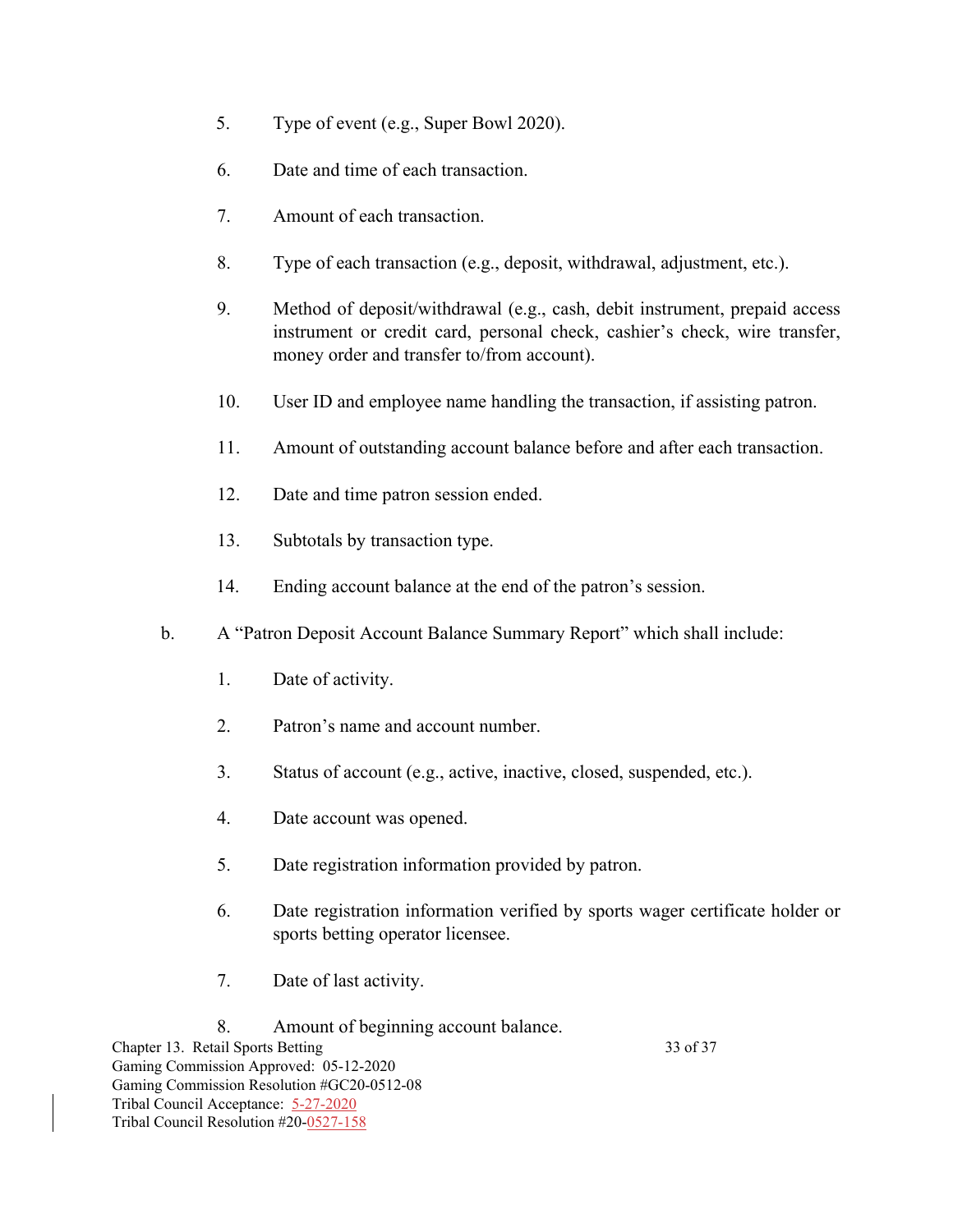5. Type of event (e.g., Super Bowl 2020).

6. Date and time of each transaction.

7. Amount of each transaction.

8. Type of each transaction (e.g., deposit, withdrawal, adjustment, etc.).

9. Method of deposit/withdrawal (e.g., cash, debit instrument, prepaid access instrument or credit card, personal check, cashier's check, wire transfer, money order and transfer to/from account).

10. User ID and employee name handling the transaction, if assisting patron.

11. Amount of outstanding account balance before and after each transaction.

12. Date and time patron session ended.

13. Subtotals by transaction type.

14. Ending account balance at the end of the patron's session.

b. A "Patron Deposit Account Balance Summary Report" which shall include:

1. Date of activity.

2. Patron's name and account number.

3. Status of account (e.g., active, inactive, closed, suspended, etc.).

4. Date account was opened.

5. Date registration information provided by patron.

6. Date registration information verified by sports wager certificate holder or sports betting operator licensee.

7. Date of last activity.

8. Amount of beginning account balance.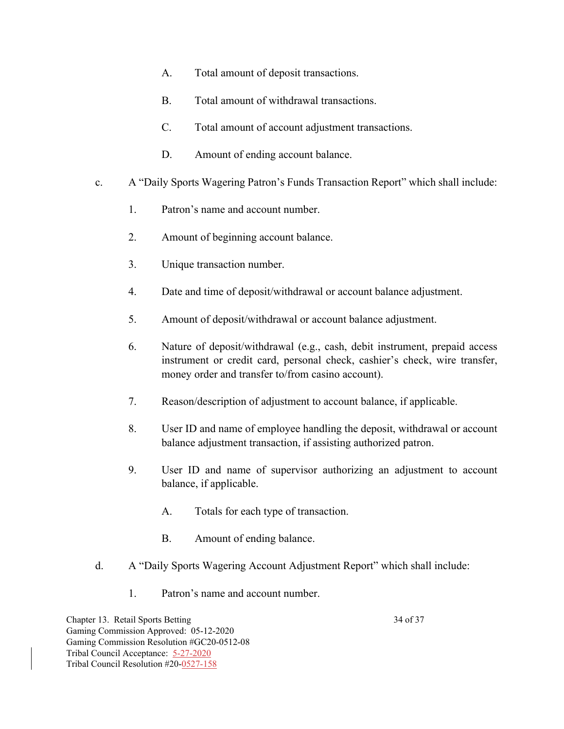A. Total amount of deposit transactions.

B. Total amount of withdrawal transactions.

C. Total amount of account adjustment transactions.

D. Amount of ending account balance.

c. A "Daily Sports Wagering Patron's Funds Transaction Report" which shall include:

1. Patron's name and account number.

2. Amount of beginning account balance.

3. Unique transaction number.

4. Date and time of deposit/withdrawal or account balance adjustment.

5. Amount of deposit/withdrawal or account balance adjustment.

6. Nature of deposit/withdrawal (e.g., cash, debit instrument, prepaid access instrument or credit card, personal check, cashier's check, wire transfer, money order and transfer to/from casino account).

7. Reason/description of adjustment to account balance, if applicable.

8. User ID and name of employee handling the deposit, withdrawal or account balance adjustment transaction, if assisting authorized patron.

9. User ID and name of supervisor authorizing an adjustment to account balance, if applicable.

   A. Totals for each type of transaction.

   B. Amount of ending balance.

d. A "Daily Sports Wagering Account Adjustment Report" which shall include:

1. Patron's name and account number.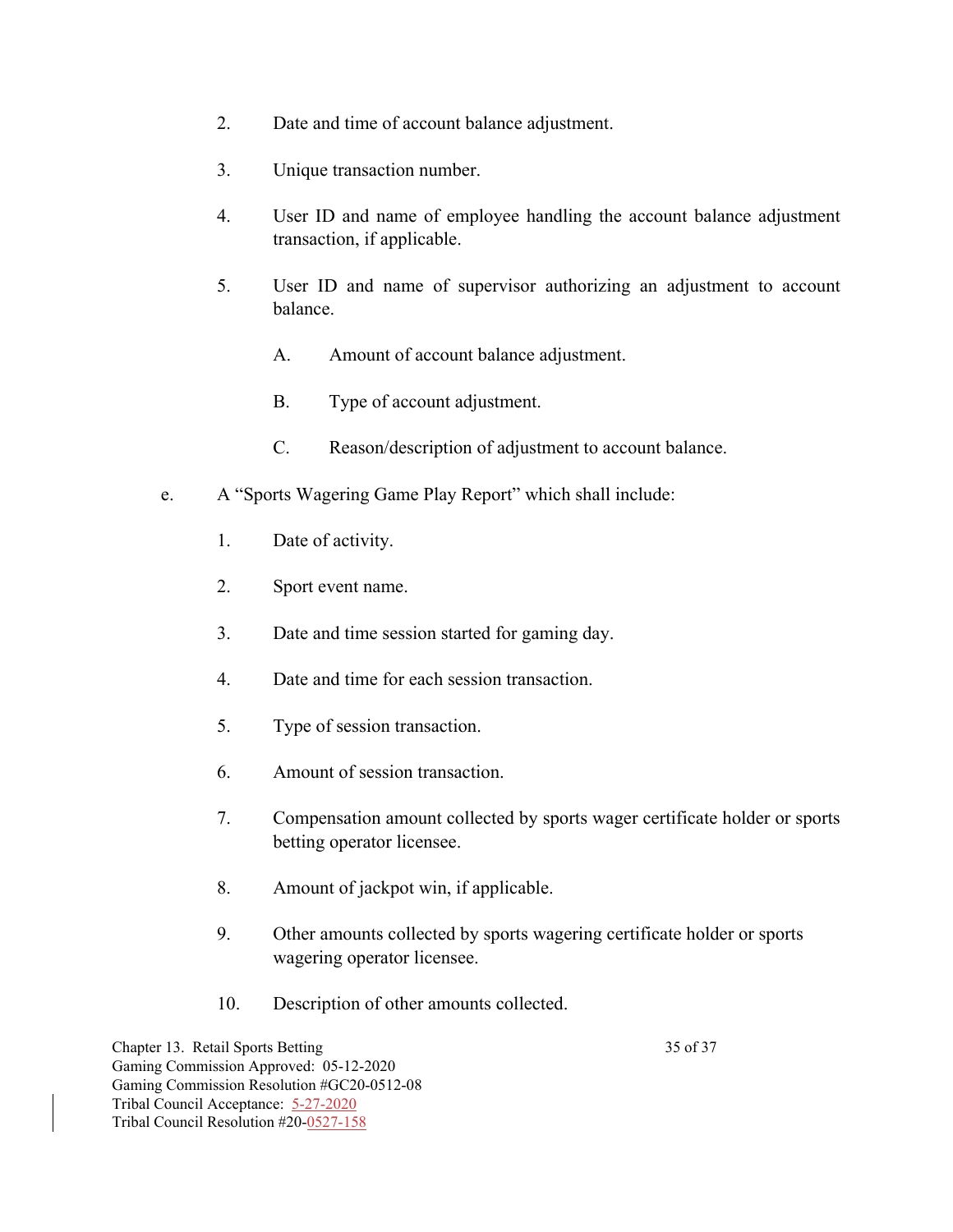2. Date and time of account balance adjustment.

3. Unique transaction number.

4. User ID and name of employee handling the account balance adjustment transaction, if applicable.

5. User ID and name of supervisor authorizing an adjustment to account balance.

   A. Amount of account balance adjustment.

   B. Type of account adjustment.

   C. Reason/description of adjustment to account balance.

e. A "Sports Wagering Game Play Report" which shall include:

1. Date of activity.

2. Sport event name.

3. Date and time session started for gaming day.

4. Date and time for each session transaction.

5. Type of session transaction.

6. Amount of session transaction.

7. Compensation amount collected by sports wager certificate holder or sports betting operator licensee.

8. Amount of jackpot win, if applicable.

9. Other amounts collected by sports wagering certificate holder or sports wagering operator licensee.

10. Description of other amounts collected.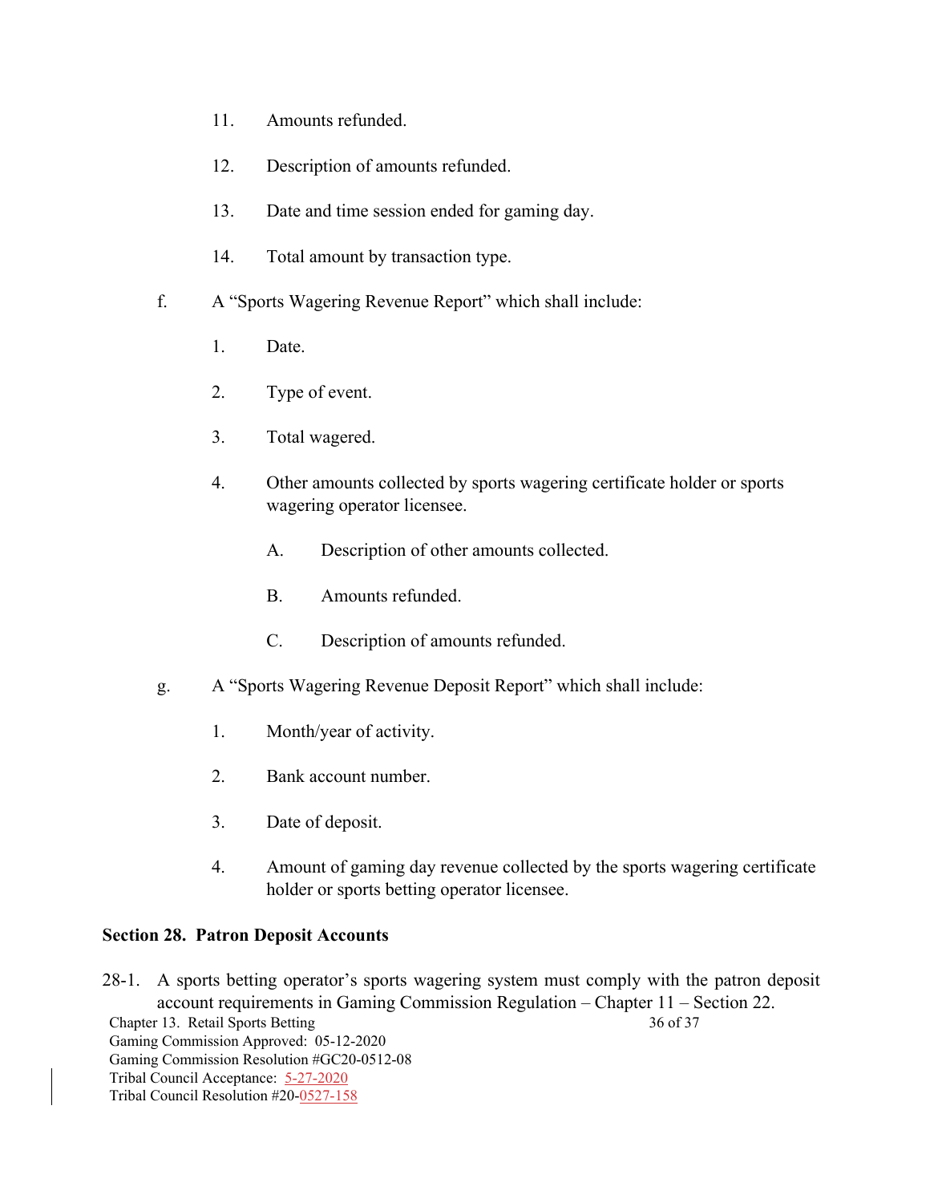11. Amounts refunded.

12. Description of amounts refunded.

13. Date and time session ended for gaming day.

14. Total amount by transaction type.

f. A "Sports Wagering Revenue Report" which shall include:

1. Date.

2. Type of event.

3. Total wagered.

4. Other amounts collected by sports wagering certificate holder or sports wagering operator licensee.

   A. Description of other amounts collected.

   B. Amounts refunded.

   C. Description of amounts refunded.

g. A "Sports Wagering Revenue Deposit Report" which shall include:

1. Month/year of activity.

2. Bank account number.

3. Date of deposit.

4. Amount of gaming day revenue collected by the sports wagering certificate holder or sports betting operator licensee.

**Section 28. Patron Deposit Accounts**

28-1. A sports betting operator's sports wagering system must comply with the patron deposit account requirements in Gaming Commission Regulation – Chapter 11 – Section 22.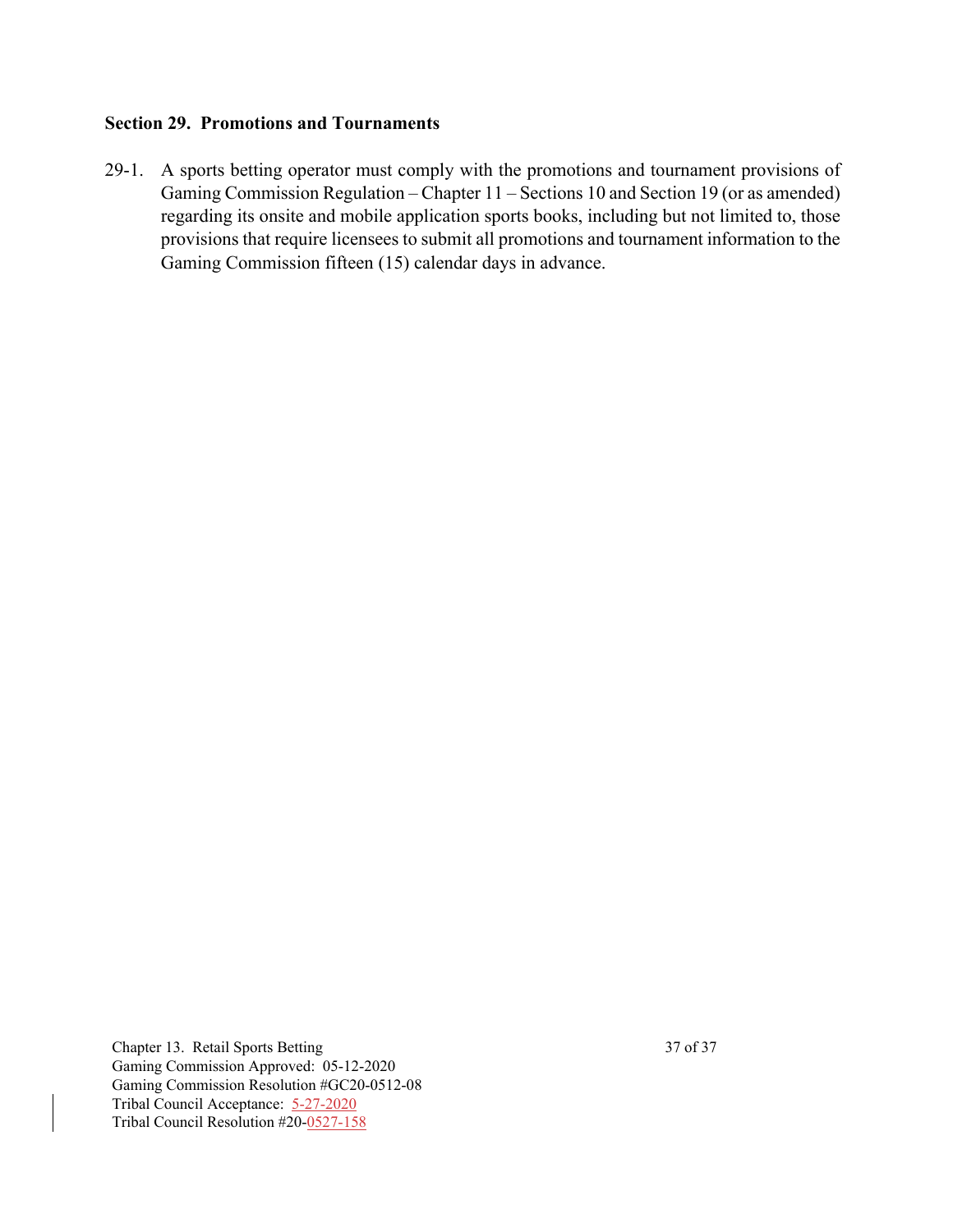### Section 29. Promotions and Tournaments

29-1. A sports betting operator must comply with the promotions and tournament provisions of Gaming Commission Regulation – Chapter 11 – Sections 10 and Section 19 (or as amended) regarding its onsite and mobile application sports books, including but not limited to, those provisions that require licensees to submit all promotions and tournament information to the Gaming Commission fifteen (15) calendar days in advance.